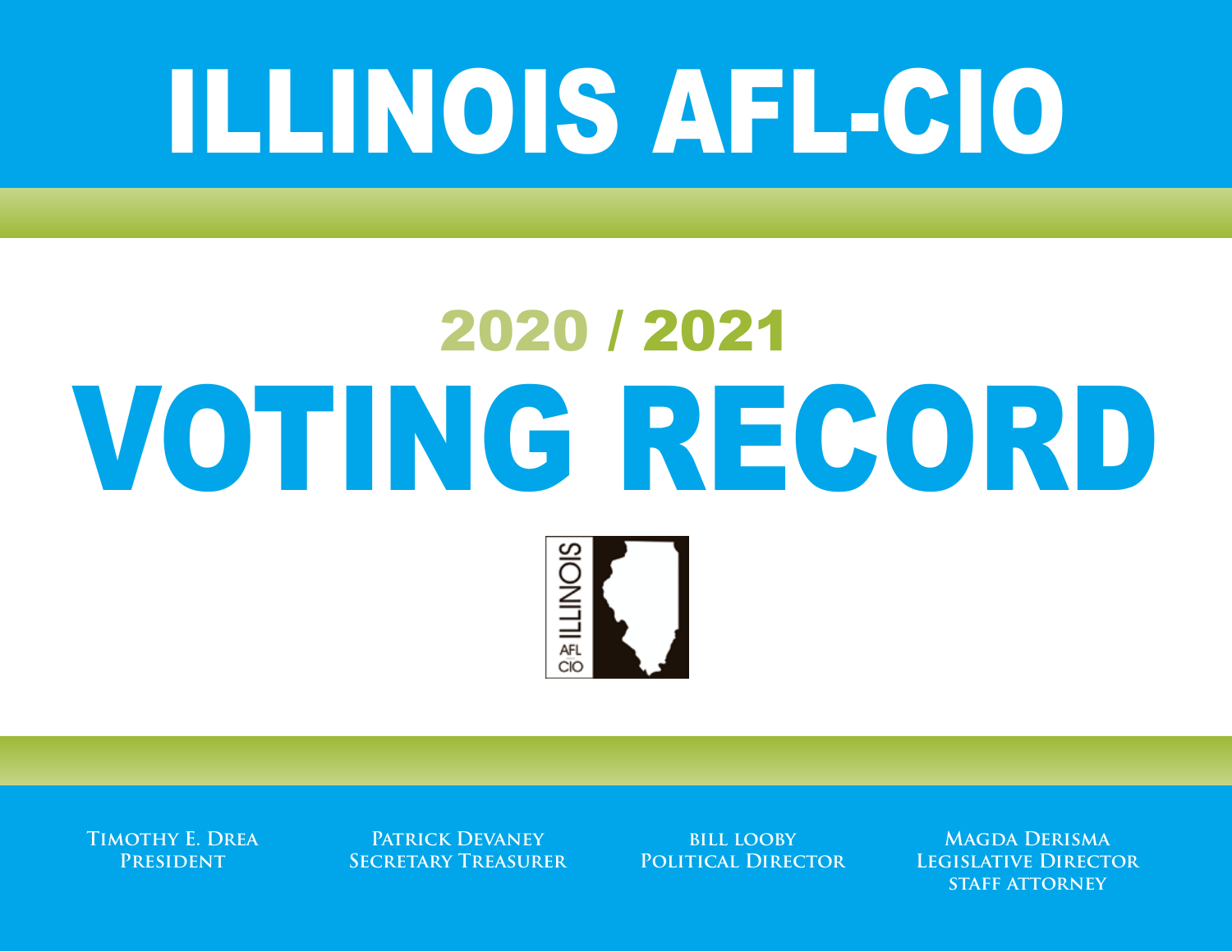# ILLINOIS AFL-CIO

## 2020 / 2021

# VOTING RECORD

ILLINOIS AFL CIO

**Timothy E. Drea**
**President**

**Patrick Devaney**
**Secretary Treasurer**

**bill looby**
**Political Director**

**Magda Derisma**
**Legislative Director**
**staff attorney**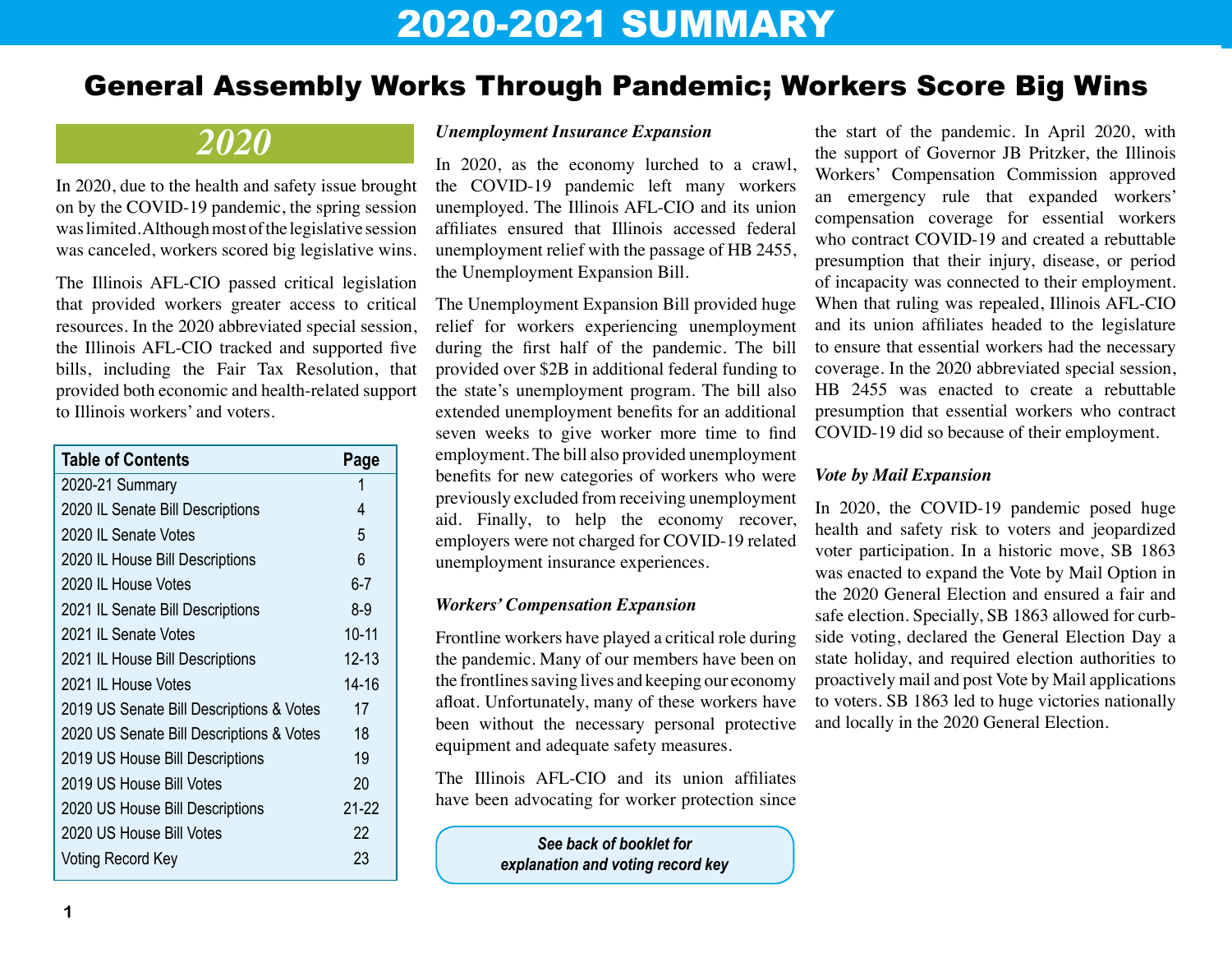# 2020-2021 SUMMARY

## General Assembly Works Through Pandemic; Workers Score Big Wins

### 2020

In 2020, due to the health and safety issue brought on by the COVID-19 pandemic, the spring session was limited. Although most of the legislative session was canceled, workers scored big legislative wins.

The Illinois AFL-CIO passed critical legislation that provided workers greater access to critical resources. In the 2020 abbreviated special session, the Illinois AFL-CIO tracked and supported five bills, including the Fair Tax Resolution, that provided both economic and health-related support to Illinois workers' and voters.

| Table of Contents | Page |
|---|---|
| 2020-21 Summary | 1 |
| 2020 IL Senate Bill Descriptions | 4 |
| 2020 IL Senate Votes | 5 |
| 2020 IL House Bill Descriptions | 6 |
| 2020 IL House Votes | 6-7 |
| 2021 IL Senate Bill Descriptions | 8-9 |
| 2021 IL Senate Votes | 10-11 |
| 2021 IL House Bill Descriptions | 12-13 |
| 2021 IL House Votes | 14-16 |
| 2019 US Senate Bill Descriptions & Votes | 17 |
| 2020 US Senate Bill Descriptions & Votes | 18 |
| 2019 US House Bill Descriptions | 19 |
| 2019 US House Bill Votes | 20 |
| 2020 US House Bill Descriptions | 21-22 |
| 2020 US House Bill Votes | 22 |
| Voting Record Key | 23 |

***Unemployment Insurance Expansion***

In 2020, as the economy lurched to a crawl, the COVID-19 pandemic left many workers unemployed. The Illinois AFL-CIO and its union affiliates ensured that Illinois accessed federal unemployment relief with the passage of HB 2455, the Unemployment Expansion Bill.

The Unemployment Expansion Bill provided huge relief for workers experiencing unemployment during the first half of the pandemic. The bill provided over $2B in additional federal funding to the state's unemployment program. The bill also extended unemployment benefits for an additional seven weeks to give worker more time to find employment. The bill also provided unemployment benefits for new categories of workers who were previously excluded from receiving unemployment aid. Finally, to help the economy recover, employers were not charged for COVID-19 related unemployment insurance experiences.

***Workers' Compensation Expansion***

Frontline workers have played a critical role during the pandemic. Many of our members have been on the frontlines saving lives and keeping our economy afloat. Unfortunately, many of these workers have been without the necessary personal protective equipment and adequate safety measures.

The Illinois AFL-CIO and its union affiliates have been advocating for worker protection since the start of the pandemic. In April 2020, with the support of Governor JB Pritzker, the Illinois Workers' Compensation Commission approved an emergency rule that expanded workers' compensation coverage for essential workers who contract COVID-19 and created a rebuttable presumption that their injury, disease, or period of incapacity was connected to their employment. When that ruling was repealed, Illinois AFL-CIO and its union affiliates headed to the legislature to ensure that essential workers had the necessary coverage. In the 2020 abbreviated special session, HB 2455 was enacted to create a rebuttable presumption that essential workers who contract COVID-19 did so because of their employment.

***See back of booklet for explanation and voting record key***

***Vote by Mail Expansion***

In 2020, the COVID-19 pandemic posed huge health and safety risk to voters and jeopardized voter participation. In a historic move, SB 1863 was enacted to expand the Vote by Mail Option in the 2020 General Election and ensured a fair and safe election. Specially, SB 1863 allowed for curb-side voting, declared the General Election Day a state holiday, and required election authorities to proactively mail and post Vote by Mail applications to voters. SB 1863 led to huge victories nationally and locally in the 2020 General Election.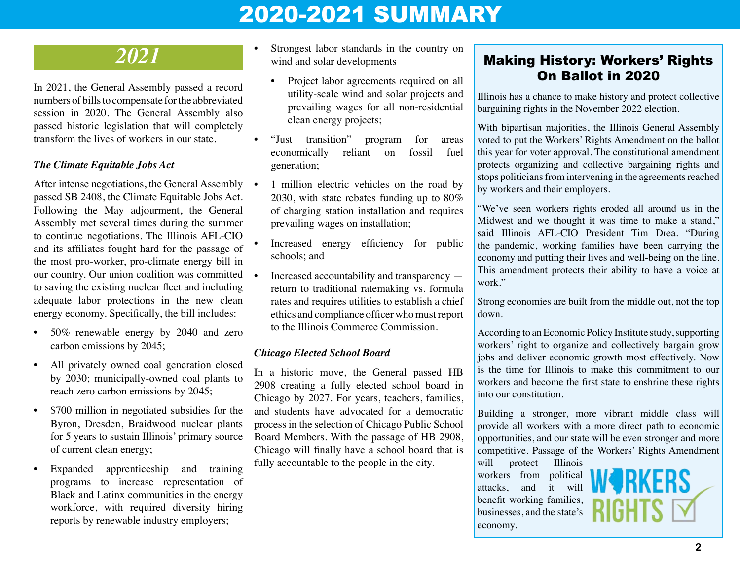# 2020-2021 SUMMARY

## *2021*

In 2021, the General Assembly passed a record numbers of bills to compensate for the abbreviated session in 2020. The General Assembly also passed historic legislation that will completely transform the lives of workers in our state.

### *The Climate Equitable Jobs Act*

After intense negotiations, the General Assembly passed SB 2408, the Climate Equitable Jobs Act. Following the May adjournment, the General Assembly met several times during the summer to continue negotiations. The Illinois AFL-CIO and its affiliates fought hard for the passage of the most pro-worker, pro-climate energy bill in our country. Our union coalition was committed to saving the existing nuclear fleet and including adequate labor protections in the new clean energy economy. Specifically, the bill includes:

- 50% renewable energy by 2040 and zero carbon emissions by 2045;
- All privately owned coal generation closed by 2030; municipally-owned coal plants to reach zero carbon emissions by 2045;
- $700 million in negotiated subsidies for the Byron, Dresden, Braidwood nuclear plants for 5 years to sustain Illinois' primary source of current clean energy;
- Expanded apprenticeship and training programs to increase representation of Black and Latinx communities in the energy workforce, with required diversity hiring reports by renewable industry employers;
- Strongest labor standards in the country on wind and solar developments
  - Project labor agreements required on all utility-scale wind and solar projects and prevailing wages for all non-residential clean energy projects;
- "Just transition" program for areas economically reliant on fossil fuel generation;
- 1 million electric vehicles on the road by 2030, with state rebates funding up to 80% of charging station installation and requires prevailing wages on installation;
- Increased energy efficiency for public schools; and
- Increased accountability and transparency — return to traditional ratemaking vs. formula rates and requires utilities to establish a chief ethics and compliance officer who must report to the Illinois Commerce Commission.

### *Chicago Elected School Board*

In a historic move, the General passed HB 2908 creating a fully elected school board in Chicago by 2027. For years, teachers, families, and students have advocated for a democratic process in the selection of Chicago Public School Board Members. With the passage of HB 2908, Chicago will finally have a school board that is fully accountable to the people in the city.

## Making History: Workers' Rights On Ballot in 2020

Illinois has a chance to make history and protect collective bargaining rights in the November 2022 election.

With bipartisan majorities, the Illinois General Assembly voted to put the Workers' Rights Amendment on the ballot this year for voter approval. The constitutional amendment protects organizing and collective bargaining rights and stops politicians from intervening in the agreements reached by workers and their employers.

"We've seen workers rights eroded all around us in the Midwest and we thought it was time to make a stand," said Illinois AFL-CIO President Tim Drea. "During the pandemic, working families have been carrying the economy and putting their lives and well-being on the line. This amendment protects their ability to have a voice at work."

Strong economies are built from the middle out, not the top down.

According to an Economic Policy Institute study, supporting workers' right to organize and collectively bargain grow jobs and deliver economic growth most effectively. Now is the time for Illinois to make this commitment to our workers and become the first state to enshrine these rights into our constitution.

Building a stronger, more vibrant middle class will provide all workers with a more direct path to economic opportunities, and our state will be even stronger and more competitive. Passage of the Workers' Rights Amendment will protect Illinois workers from political attacks, and it will benefit working families, businesses, and the state's economy.

WORKERS RIGHTS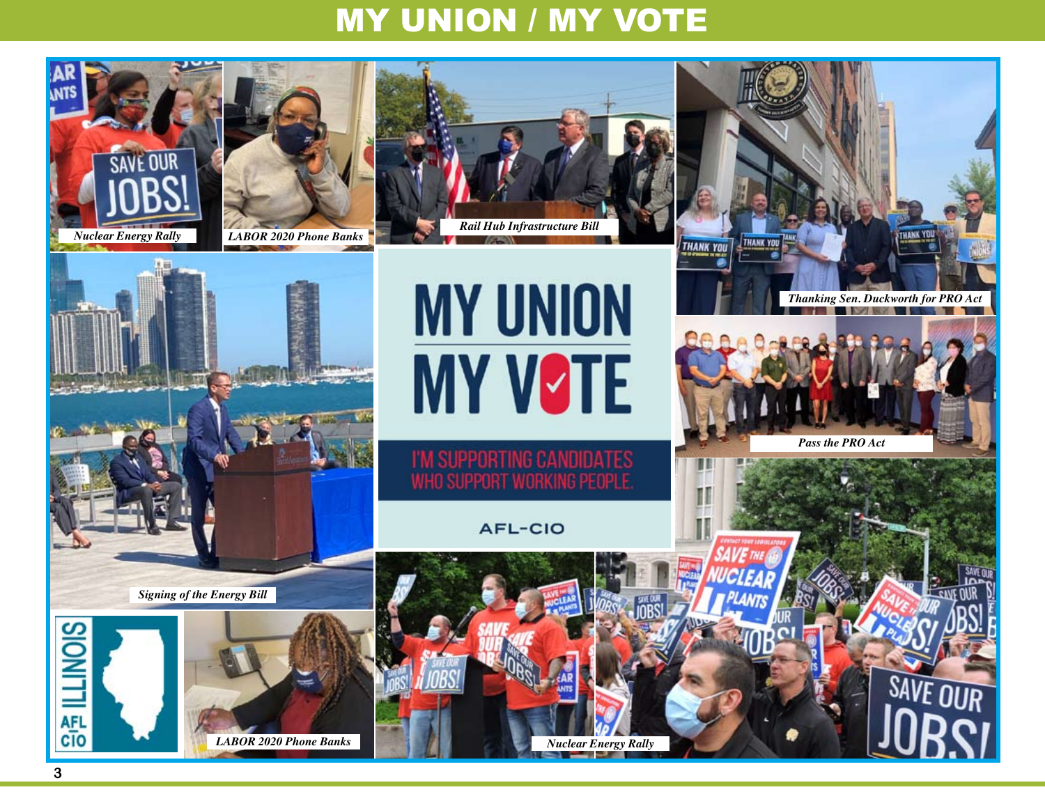# MY UNION / MY VOTE

*Nuclear Energy Rally*

*LABOR 2020 Phone Banks*

*Rail Hub Infrastructure Bill*

*Thanking Sen. Duckworth for PRO Act*

*Signing of the Energy Bill*

MY UNION
MY VOTE

I'M SUPPORTING CANDIDATES WHO SUPPORT WORKING PEOPLE.

AFL-CIO

*Pass the PRO Act*

*LABOR 2020 Phone Banks*

*Nuclear Energy Rally*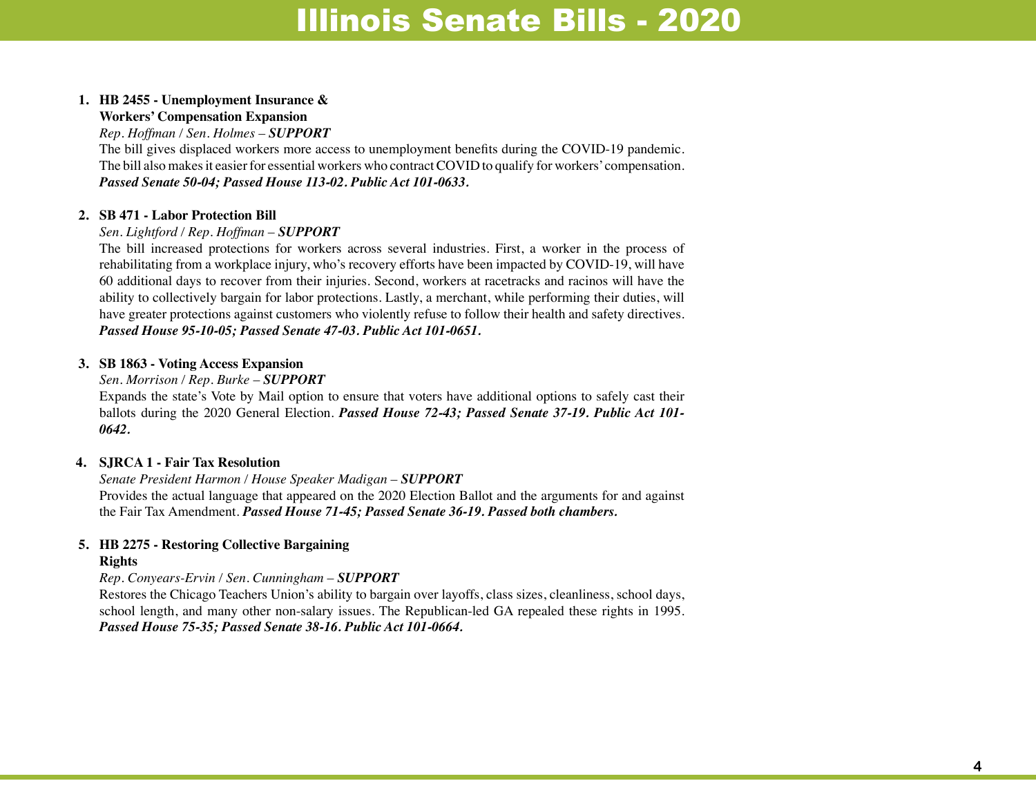# Illinois Senate Bills - 2020

1. **HB 2455 - Unemployment Insurance & Workers' Compensation Expansion**
   *Rep. Hoffman / Sen. Holmes – **SUPPORT***
   The bill gives displaced workers more access to unemployment benefits during the COVID-19 pandemic. The bill also makes it easier for essential workers who contract COVID to qualify for workers' compensation. ***Passed Senate 50-04; Passed House 113-02. Public Act 101-0633.***

2. **SB 471 - Labor Protection Bill**
   *Sen. Lightford / Rep. Hoffman – **SUPPORT***
   The bill increased protections for workers across several industries. First, a worker in the process of rehabilitating from a workplace injury, who's recovery efforts have been impacted by COVID-19, will have 60 additional days to recover from their injuries. Second, workers at racetracks and racinos will have the ability to collectively bargain for labor protections. Lastly, a merchant, while performing their duties, will have greater protections against customers who violently refuse to follow their health and safety directives. ***Passed House 95-10-05; Passed Senate 47-03. Public Act 101-0651.***

3. **SB 1863 - Voting Access Expansion**
   *Sen. Morrison / Rep. Burke – **SUPPORT***
   Expands the state's Vote by Mail option to ensure that voters have additional options to safely cast their ballots during the 2020 General Election. ***Passed House 72-43; Passed Senate 37-19. Public Act 101-0642.***

4. **SJRCA 1 - Fair Tax Resolution**
   *Senate President Harmon / House Speaker Madigan – **SUPPORT***
   Provides the actual language that appeared on the 2020 Election Ballot and the arguments for and against the Fair Tax Amendment. ***Passed House 71-45; Passed Senate 36-19. Passed both chambers.***

5. **HB 2275 - Restoring Collective Bargaining Rights**
   *Rep. Conyears-Ervin / Sen. Cunningham – **SUPPORT***
   Restores the Chicago Teachers Union's ability to bargain over layoffs, class sizes, cleanliness, school days, school length, and many other non-salary issues. The Republican-led GA repealed these rights in 1995. ***Passed House 75-35; Passed Senate 38-16. Public Act 101-0664.***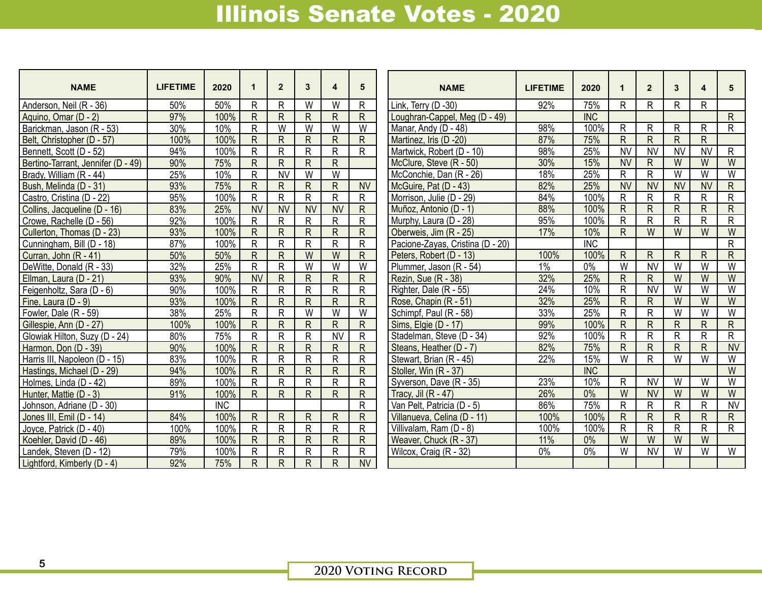# Illinois Senate Votes - 2020

| NAME | LIFETIME | 2020 | 1 | 2 | 3 | 4 | 5 |
|---|---|---|---|---|---|---|---|
| Anderson, Neil (R - 36) | 50% | 50% | R | R | W | W | R |
| Aquino, Omar (D - 2) | 97% | 100% | R | R | R | R | R |
| Barickman, Jason (R - 53) | 30% | 10% | R | W | W | W | W |
| Belt, Christopher (D - 57) | 100% | 100% | R | R | R | R | R |
| Bennett, Scott (D - 52) | 94% | 100% | R | R | R | R | R |
| Bertino-Tarrant, Jennifer (D - 49) | 90% | 75% | R | R | R | R | |
| Brady, William (R - 44) | 25% | 10% | R | NV | W | W | |
| Bush, Melinda (D - 31) | 93% | 75% | R | R | R | R | NV |
| Castro, Cristina (D - 22) | 95% | 100% | R | R | R | R | R |
| Collins, Jacqueline (D - 16) | 83% | 25% | NV | NV | NV | NV | R |
| Crowe, Rachelle (D - 56) | 92% | 100% | R | R | R | R | R |
| Cullerton, Thomas (D - 23) | 93% | 100% | R | R | R | R | R |
| Cunningham, Bill (D - 18) | 87% | 100% | R | R | R | R | R |
| Curran, John (R - 41) | 50% | 50% | R | R | W | W | R |
| DeWitte, Donald (R - 33) | 32% | 25% | R | R | W | W | W |
| Ellman, Laura (D - 21) | 93% | 90% | NV | R | R | R | R |
| Feigenholtz, Sara (D - 6) | 90% | 100% | R | R | R | R | R |
| Fine, Laura (D - 9) | 93% | 100% | R | R | R | R | R |
| Fowler, Dale (R - 59) | 38% | 25% | R | R | W | W | W |
| Gillespie, Ann (D - 27) | 100% | 100% | R | R | R | R | R |
| Glowiak Hilton, Suzy (D - 24) | 80% | 75% | R | R | R | NV | R |
| Harmon, Don (D - 39) | 90% | 100% | R | R | R | R | R |
| Harris III, Napoleon (D - 15) | 83% | 100% | R | R | R | R | R |
| Hastings, Michael (D - 29) | 94% | 100% | R | R | R | R | R |
| Holmes, Linda (D - 42) | 89% | 100% | R | R | R | R | R |
| Hunter, Mattie (D - 3) | 91% | 100% | R | R | R | R | R |
| Johnson, Adriane (D - 30) | | INC | | | | | R |
| Jones III, Emil (D - 14) | 84% | 100% | R | R | R | R | R |
| Joyce, Patrick (D - 40) | 100% | 100% | R | R | R | R | R |
| Koehler, David (D - 46) | 89% | 100% | R | R | R | R | R |
| Landek, Steven (D - 12) | 79% | 100% | R | R | R | R | R |
| Lightford, Kimberly (D - 4) | 92% | 75% | R | R | R | R | NV |
| Link, Terry (D -30) | 92% | 75% | R | R | R | R | |
| Loughran-Cappel, Meg (D - 49) | | INC | | | | | R |
| Manar, Andy (D - 48) | 98% | 100% | R | R | R | R | R |
| Martinez, Iris (D -20) | 87% | 75% | R | R | R | R | |
| Martwick, Robert (D - 10) | 98% | 25% | NV | NV | NV | NV | R |
| McClure, Steve (R - 50) | 30% | 15% | NV | R | W | W | W |
| McConchie, Dan (R - 26) | 18% | 25% | R | R | W | W | W |
| McGuire, Pat (D - 43) | 82% | 25% | NV | NV | NV | NV | R |
| Morrison, Julie (D - 29) | 84% | 100% | R | R | R | R | R |
| Muñoz, Antonio (D - 1) | 88% | 100% | R | R | R | R | R |
| Murphy, Laura (D - 28) | 95% | 100% | R | R | R | R | R |
| Oberweis, Jim (R - 25) | 17% | 10% | R | W | W | W | W |
| Pacione-Zayas, Cristina (D - 20) | | INC | | | | | R |
| Peters, Robert (D - 13) | 100% | 100% | R | R | R | R | R |
| Plummer, Jason (R - 54) | 1% | 0% | W | NV | W | W | W |
| Rezin, Sue (R - 38) | 32% | 25% | R | R | W | W | W |
| Righter, Dale (R - 55) | 24% | 10% | R | NV | W | W | W |
| Rose, Chapin (R - 51) | 32% | 25% | R | R | W | W | W |
| Schimpf, Paul (R - 58) | 33% | 25% | R | R | W | W | W |
| Sims, Elgie (D - 17) | 99% | 100% | R | R | R | R | R |
| Stadelman, Steve (D - 34) | 92% | 100% | R | R | R | R | R |
| Steans, Heather (D - 7) | 82% | 75% | R | R | R | R | NV |
| Stewart, Brian (R - 45) | 22% | 15% | W | R | W | W | W |
| Stoller, Win (R - 37) | | INC | | | | | W |
| Syverson, Dave (R - 35) | 23% | 10% | R | NV | W | W | W |
| Tracy, Jil (R - 47) | 26% | 0% | W | NV | W | W | W |
| Van Pelt, Patricia (D - 5) | 86% | 75% | R | R | R | R | NV |
| Villanueva, Celina (D - 11) | 100% | 100% | R | R | R | R | R |
| Villivalam, Ram (D - 8) | 100% | 100% | R | R | R | R | R |
| Weaver, Chuck (R - 37) | 11% | 0% | W | W | W | W | |
| Wilcox, Craig (R - 32) | 0% | 0% | W | NV | W | W | W |

2020 Voting Record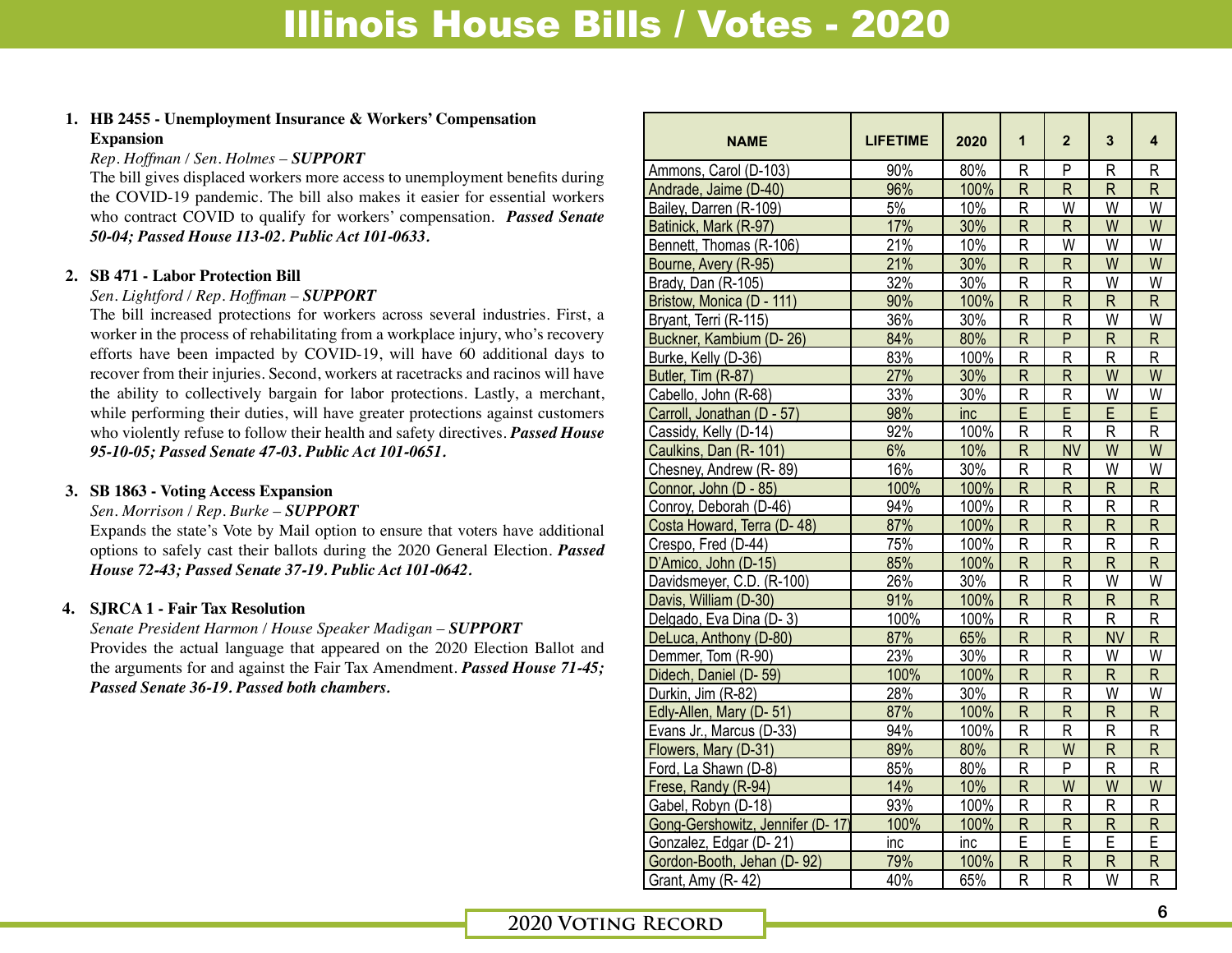# Illinois House Bills / Votes - 2020

1. **HB 2455 - Unemployment Insurance & Workers' Compensation Expansion**
   *Rep. Hoffman / Sen. Holmes – **SUPPORT***
   The bill gives displaced workers more access to unemployment benefits during the COVID-19 pandemic. The bill also makes it easier for essential workers who contract COVID to qualify for workers' compensation. ***Passed Senate 50-04; Passed House 113-02. Public Act 101-0633.***

2. **SB 471 - Labor Protection Bill**
   *Sen. Lightford / Rep. Hoffman – **SUPPORT***
   The bill increased protections for workers across several industries. First, a worker in the process of rehabilitating from a workplace injury, who's recovery efforts have been impacted by COVID-19, will have 60 additional days to recover from their injuries. Second, workers at racetracks and racinos will have the ability to collectively bargain for labor protections. Lastly, a merchant, while performing their duties, will have greater protections against customers who violently refuse to follow their health and safety directives. ***Passed House 95-10-05; Passed Senate 47-03. Public Act 101-0651.***

3. **SB 1863 - Voting Access Expansion**
   *Sen. Morrison / Rep. Burke – **SUPPORT***
   Expands the state's Vote by Mail option to ensure that voters have additional options to safely cast their ballots during the 2020 General Election. ***Passed House 72-43; Passed Senate 37-19. Public Act 101-0642.***

4. **SJRCA 1 - Fair Tax Resolution**
   *Senate President Harmon / House Speaker Madigan – **SUPPORT***
   Provides the actual language that appeared on the 2020 Election Ballot and the arguments for and against the Fair Tax Amendment. ***Passed House 71-45; Passed Senate 36-19. Passed both chambers.***

| NAME | LIFETIME | 2020 | 1 | 2 | 3 | 4 |
|---|---|---|---|---|---|---|
| Ammons, Carol (D-103) | 90% | 80% | R | P | R | R |
| Andrade, Jaime (D-40) | 96% | 100% | R | R | R | R |
| Bailey, Darren (R-109) | 5% | 10% | R | W | W | W |
| Batinick, Mark (R-97) | 17% | 30% | R | R | W | W |
| Bennett, Thomas (R-106) | 21% | 10% | R | W | W | W |
| Bourne, Avery (R-95) | 21% | 30% | R | R | W | W |
| Brady, Dan (R-105) | 32% | 30% | R | R | W | W |
| Bristow, Monica (D - 111) | 90% | 100% | R | R | R | R |
| Bryant, Terri (R-115) | 36% | 30% | R | R | W | W |
| Buckner, Kambium (D- 26) | 84% | 80% | R | P | R | R |
| Burke, Kelly (D-36) | 83% | 100% | R | R | R | R |
| Butler, Tim (R-87) | 27% | 30% | R | R | W | W |
| Cabello, John (R-68) | 33% | 30% | R | R | W | W |
| Carroll, Jonathan (D - 57) | 98% | inc | E | E | E | E |
| Cassidy, Kelly (D-14) | 92% | 100% | R | R | R | R |
| Caulkins, Dan (R- 101) | 6% | 10% | R | NV | W | W |
| Chesney, Andrew (R- 89) | 16% | 30% | R | R | W | W |
| Connor, John (D - 85) | 100% | 100% | R | R | R | R |
| Conroy, Deborah (D-46) | 94% | 100% | R | R | R | R |
| Costa Howard, Terra (D- 48) | 87% | 100% | R | R | R | R |
| Crespo, Fred (D-44) | 75% | 100% | R | R | R | R |
| D'Amico, John (D-15) | 85% | 100% | R | R | R | R |
| Davidsmeyer, C.D. (R-100) | 26% | 30% | R | R | W | W |
| Davis, William (D-30) | 91% | 100% | R | R | R | R |
| Delgado, Eva Dina (D- 3) | 100% | 100% | R | R | R | R |
| DeLuca, Anthony (D-80) | 87% | 65% | R | R | NV | R |
| Demmer, Tom (R-90) | 23% | 30% | R | R | W | W |
| Didech, Daniel (D- 59) | 100% | 100% | R | R | R | R |
| Durkin, Jim (R-82) | 28% | 30% | R | R | W | W |
| Edly-Allen, Mary (D- 51) | 87% | 100% | R | R | R | R |
| Evans Jr., Marcus (D-33) | 94% | 100% | R | R | R | R |
| Flowers, Mary (D-31) | 89% | 80% | R | W | R | R |
| Ford, La Shawn (D-8) | 85% | 80% | R | P | R | R |
| Frese, Randy (R-94) | 14% | 10% | R | W | W | W |
| Gabel, Robyn (D-18) | 93% | 100% | R | R | R | R |
| Gong-Gershowitz, Jennifer (D- 17) | 100% | 100% | R | R | R | R |
| Gonzalez, Edgar (D- 21) | inc | inc | E | E | E | E |
| Gordon-Booth, Jehan (D- 92) | 79% | 100% | R | R | R | R |
| Grant, Amy (R- 42) | 40% | 65% | R | R | W | R |

2020 Voting Record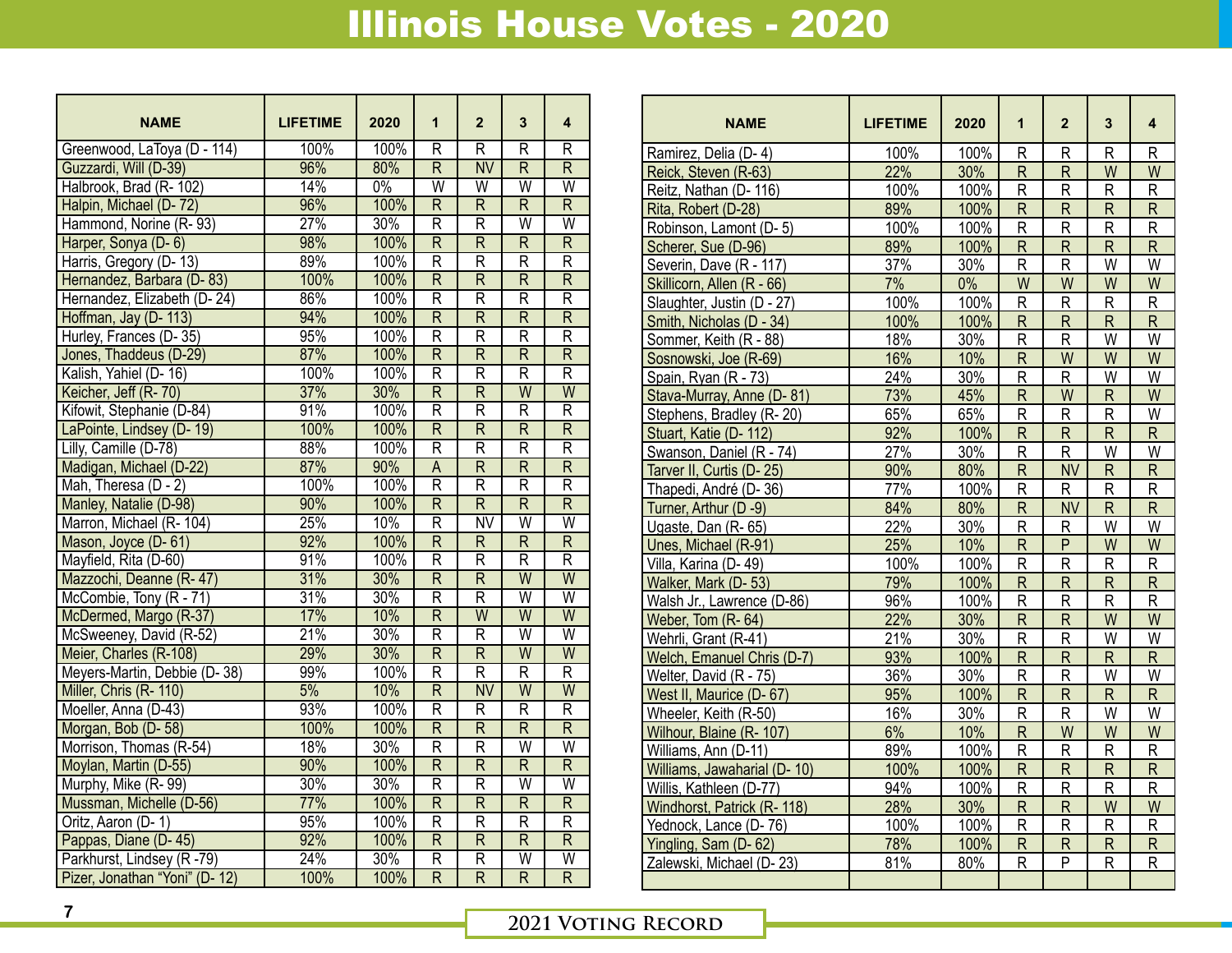# Illinois House Votes - 2020

| NAME | LIFETIME | 2020 | 1 | 2 | 3 | 4 |
|---|---|---|---|---|---|---|
| Greenwood, LaToya (D - 114) | 100% | 100% | R | R | R | R |
| Guzzardi, Will (D-39) | 96% | 80% | R | NV | R | R |
| Halbrook, Brad (R- 102) | 14% | 0% | W | W | W | W |
| Halpin, Michael (D- 72) | 96% | 100% | R | R | R | R |
| Hammond, Norine (R- 93) | 27% | 30% | R | R | W | W |
| Harper, Sonya (D- 6) | 98% | 100% | R | R | R | R |
| Harris, Gregory (D- 13) | 89% | 100% | R | R | R | R |
| Hernandez, Barbara (D- 83) | 100% | 100% | R | R | R | R |
| Hernandez, Elizabeth (D- 24) | 86% | 100% | R | R | R | R |
| Hoffman, Jay (D- 113) | 94% | 100% | R | R | R | R |
| Hurley, Frances (D- 35) | 95% | 100% | R | R | R | R |
| Jones, Thaddeus (D-29) | 87% | 100% | R | R | R | R |
| Kalish, Yahiel (D- 16) | 100% | 100% | R | R | R | R |
| Keicher, Jeff (R- 70) | 37% | 30% | R | R | W | W |
| Kifowit, Stephanie (D-84) | 91% | 100% | R | R | R | R |
| LaPointe, Lindsey (D- 19) | 100% | 100% | R | R | R | R |
| Lilly, Camille (D-78) | 88% | 100% | R | R | R | R |
| Madigan, Michael (D-22) | 87% | 90% | A | R | R | R |
| Mah, Theresa (D - 2) | 100% | 100% | R | R | R | R |
| Manley, Natalie (D-98) | 90% | 100% | R | R | R | R |
| Marron, Michael (R- 104) | 25% | 10% | R | NV | W | W |
| Mason, Joyce (D- 61) | 92% | 100% | R | R | R | R |
| Mayfield, Rita (D-60) | 91% | 100% | R | R | R | R |
| Mazzochi, Deanne (R- 47) | 31% | 30% | R | R | W | W |
| McCombie, Tony (R - 71) | 31% | 30% | R | R | W | W |
| McDermed, Margo (R-37) | 17% | 10% | R | W | W | W |
| McSweeney, David (R-52) | 21% | 30% | R | R | W | W |
| Meier, Charles (R-108) | 29% | 30% | R | R | W | W |
| Meyers-Martin, Debbie (D- 38) | 99% | 100% | R | R | R | R |
| Miller, Chris (R- 110) | 5% | 10% | R | NV | W | W |
| Moeller, Anna (D-43) | 93% | 100% | R | R | R | R |
| Morgan, Bob (D- 58) | 100% | 100% | R | R | R | R |
| Morrison, Thomas (R-54) | 18% | 30% | R | R | W | W |
| Moylan, Martin (D-55) | 90% | 100% | R | R | R | R |
| Murphy, Mike (R- 99) | 30% | 30% | R | R | W | W |
| Mussman, Michelle (D-56) | 77% | 100% | R | R | R | R |
| Oritz, Aaron (D- 1) | 95% | 100% | R | R | R | R |
| Pappas, Diane (D- 45) | 92% | 100% | R | R | R | R |
| Parkhurst, Lindsey (R -79) | 24% | 30% | R | R | W | W |
| Pizer, Jonathan "Yoni" (D- 12) | 100% | 100% | R | R | R | R |

| NAME | LIFETIME | 2020 | 1 | 2 | 3 | 4 |
|---|---|---|---|---|---|---|
| Ramirez, Delia (D- 4) | 100% | 100% | R | R | R | R |
| Reick, Steven (R-63) | 22% | 30% | R | R | W | W |
| Reitz, Nathan (D- 116) | 100% | 100% | R | R | R | R |
| Rita, Robert (D-28) | 89% | 100% | R | R | R | R |
| Robinson, Lamont (D- 5) | 100% | 100% | R | R | R | R |
| Scherer, Sue (D-96) | 89% | 100% | R | R | R | R |
| Severin, Dave (R - 117) | 37% | 30% | R | R | W | W |
| Skillicorn, Allen (R - 66) | 7% | 0% | W | W | W | W |
| Slaughter, Justin (D - 27) | 100% | 100% | R | R | R | R |
| Smith, Nicholas (D - 34) | 100% | 100% | R | R | R | R |
| Sommer, Keith (R - 88) | 18% | 30% | R | R | W | W |
| Sosnowski, Joe (R-69) | 16% | 10% | R | W | W | W |
| Spain, Ryan (R - 73) | 24% | 30% | R | R | W | W |
| Stava-Murray, Anne (D- 81) | 73% | 45% | R | W | R | W |
| Stephens, Bradley (R- 20) | 65% | 65% | R | R | R | W |
| Stuart, Katie (D- 112) | 92% | 100% | R | R | R | R |
| Swanson, Daniel (R - 74) | 27% | 30% | R | R | W | W |
| Tarver II, Curtis (D- 25) | 90% | 80% | R | NV | R | R |
| Thapedi, André (D- 36) | 77% | 100% | R | R | R | R |
| Turner, Arthur (D -9) | 84% | 80% | R | NV | R | R |
| Ugaste, Dan (R- 65) | 22% | 30% | R | R | W | W |
| Unes, Michael (R-91) | 25% | 10% | R | P | W | W |
| Villa, Karina (D- 49) | 100% | 100% | R | R | R | R |
| Walker, Mark (D- 53) | 79% | 100% | R | R | R | R |
| Walsh Jr., Lawrence (D-86) | 96% | 100% | R | R | R | R |
| Weber, Tom (R- 64) | 22% | 30% | R | R | W | W |
| Wehrli, Grant (R-41) | 21% | 30% | R | R | W | W |
| Welch, Emanuel Chris (D-7) | 93% | 100% | R | R | R | R |
| Welter, David (R - 75) | 36% | 30% | R | R | W | W |
| West II, Maurice (D- 67) | 95% | 100% | R | R | R | R |
| Wheeler, Keith (R-50) | 16% | 30% | R | R | W | W |
| Wilhour, Blaine (R- 107) | 6% | 10% | R | W | W | W |
| Williams, Ann (D-11) | 89% | 100% | R | R | R | R |
| Williams, Jawaharial (D- 10) | 100% | 100% | R | R | R | R |
| Willis, Kathleen (D-77) | 94% | 100% | R | R | R | R |
| Windhorst, Patrick (R- 118) | 28% | 30% | R | R | W | W |
| Yednock, Lance (D- 76) | 100% | 100% | R | R | R | R |
| Yingling, Sam (D- 62) | 78% | 100% | R | R | R | R |
| Zalewski, Michael (D- 23) | 81% | 80% | R | P | R | R |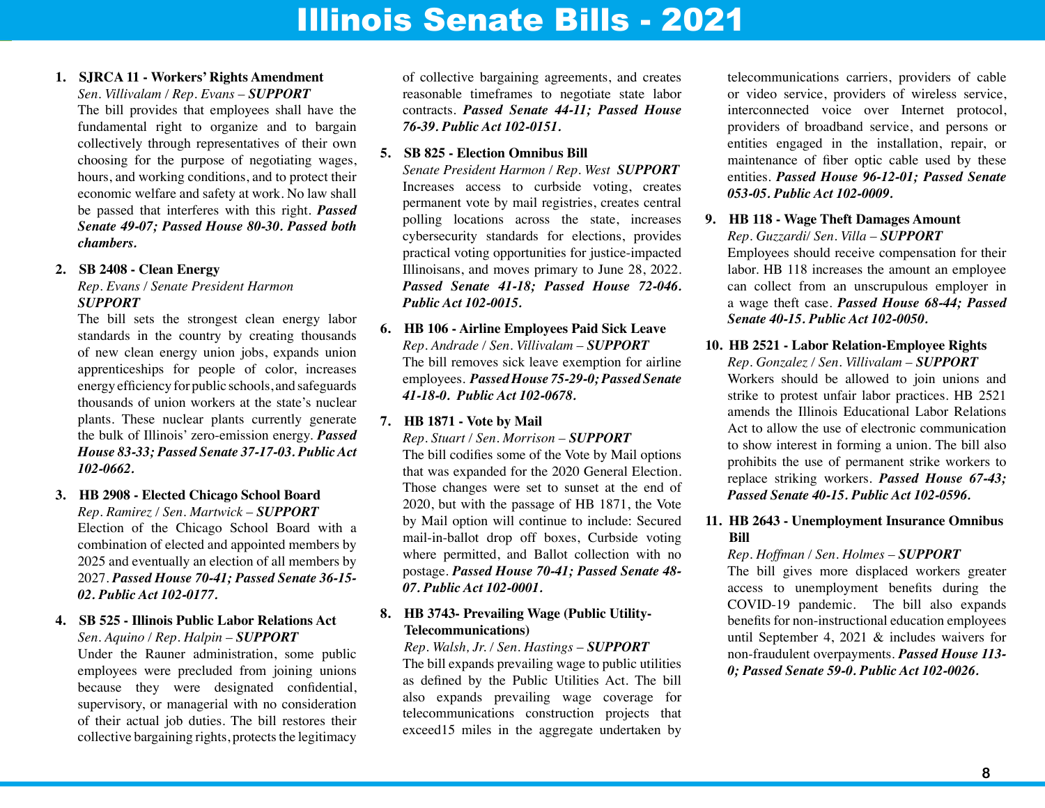# Illinois Senate Bills - 2021

1. **SJRCA 11 - Workers' Rights Amendment**
   *Sen. Villivalam / Rep. Evans –* ***SUPPORT***
   The bill provides that employees shall have the fundamental right to organize and to bargain collectively through representatives of their own choosing for the purpose of negotiating wages, hours, and working conditions, and to protect their economic welfare and safety at work. No law shall be passed that interferes with this right. ***Passed Senate 49-07; Passed House 80-30. Passed both chambers.***

2. **SB 2408 - Clean Energy**
   *Rep. Evans / Senate President Harmon*
   ***SUPPORT***
   The bill sets the strongest clean energy labor standards in the country by creating thousands of new clean energy union jobs, expands union apprenticeships for people of color, increases energy efficiency for public schools, and safeguards thousands of union workers at the state's nuclear plants. These nuclear plants currently generate the bulk of Illinois' zero-emission energy. ***Passed House 83-33; Passed Senate 37-17-03. Public Act 102-0662.***

3. **HB 2908 - Elected Chicago School Board**
   *Rep. Ramirez / Sen. Martwick –* ***SUPPORT***
   Election of the Chicago School Board with a combination of elected and appointed members by 2025 and eventually an election of all members by 2027. ***Passed House 70-41; Passed Senate 36-15-02. Public Act 102-0177.***

4. **SB 525 - Illinois Public Labor Relations Act**
   *Sen. Aquino / Rep. Halpin –* ***SUPPORT***
   Under the Rauner administration, some public employees were precluded from joining unions because they were designated confidential, supervisory, or managerial with no consideration of their actual job duties. The bill restores their collective bargaining rights, protects the legitimacy of collective bargaining agreements, and creates reasonable timeframes to negotiate state labor contracts. ***Passed Senate 44-11; Passed House 76-39. Public Act 102-0151.***

5. **SB 825 - Election Omnibus Bill**
   *Senate President Harmon / Rep. West* ***SUPPORT***
   Increases access to curbside voting, creates permanent vote by mail registries, creates central polling locations across the state, increases cybersecurity standards for elections, provides practical voting opportunities for justice-impacted Illinoisans, and moves primary to June 28, 2022. ***Passed Senate 41-18; Passed House 72-046. Public Act 102-0015.***

6. **HB 106 - Airline Employees Paid Sick Leave**
   *Rep. Andrade / Sen. Villivalam –* ***SUPPORT***
   The bill removes sick leave exemption for airline employees. ***Passed House 75-29-0; Passed Senate 41-18-0. Public Act 102-0678.***

7. **HB 1871 - Vote by Mail**
   *Rep. Stuart / Sen. Morrison –* ***SUPPORT***
   The bill codifies some of the Vote by Mail options that was expanded for the 2020 General Election. Those changes were set to sunset at the end of 2020, but with the passage of HB 1871, the Vote by Mail option will continue to include: Secured mail-in-ballot drop off boxes, Curbside voting where permitted, and Ballot collection with no postage. ***Passed House 70-41; Passed Senate 48-07. Public Act 102-0001.***

8. **HB 3743- Prevailing Wage (Public Utility-Telecommunications)**
   *Rep. Walsh, Jr. / Sen. Hastings –* ***SUPPORT***
   The bill expands prevailing wage to public utilities as defined by the Public Utilities Act. The bill also expands prevailing wage coverage for telecommunications construction projects that exceed15 miles in the aggregate undertaken by telecommunications carriers, providers of cable or video service, providers of wireless service, interconnected voice over Internet protocol, providers of broadband service, and persons or entities engaged in the installation, repair, or maintenance of fiber optic cable used by these entities. ***Passed House 96-12-01; Passed Senate 053-05. Public Act 102-0009.***

9. **HB 118 - Wage Theft Damages Amount**
   *Rep. Guzzardi/ Sen. Villa –* ***SUPPORT***
   Employees should receive compensation for their labor. HB 118 increases the amount an employee can collect from an unscrupulous employer in a wage theft case. ***Passed House 68-44; Passed Senate 40-15. Public Act 102-0050.***

10. **HB 2521 - Labor Relation-Employee Rights**
    *Rep. Gonzalez / Sen. Villivalam –* ***SUPPORT***
    Workers should be allowed to join unions and strike to protest unfair labor practices. HB 2521 amends the Illinois Educational Labor Relations Act to allow the use of electronic communication to show interest in forming a union. The bill also prohibits the use of permanent strike workers to replace striking workers. ***Passed House 67-43; Passed Senate 40-15. Public Act 102-0596.***

11. **HB 2643 - Unemployment Insurance Omnibus Bill**
    *Rep. Hoffman / Sen. Holmes –* ***SUPPORT***
    The bill gives more displaced workers greater access to unemployment benefits during the COVID-19 pandemic. The bill also expands benefits for non-instructional education employees until September 4, 2021 & includes waivers for non-fraudulent overpayments. ***Passed House 113-0; Passed Senate 59-0. Public Act 102-0026.***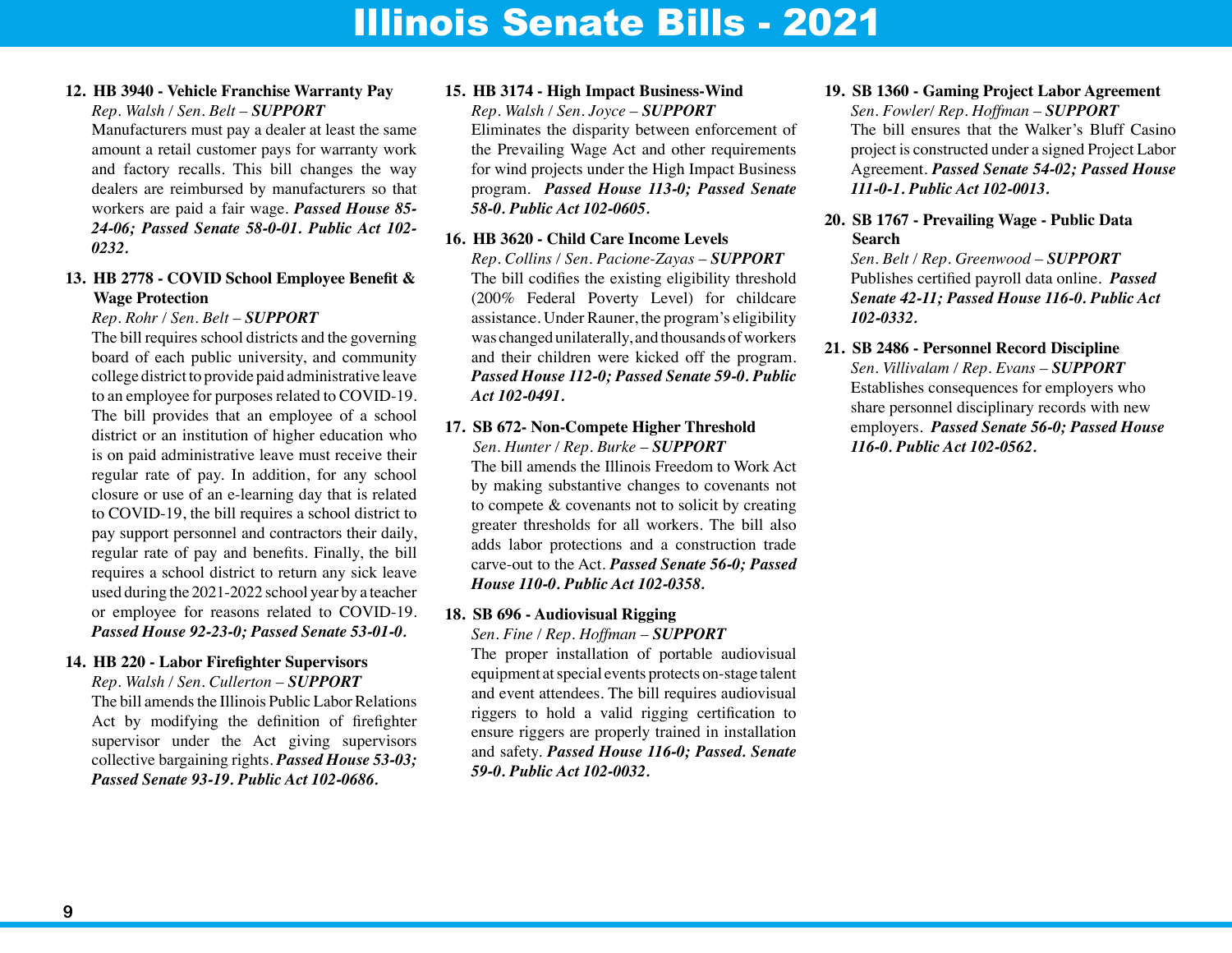**12. HB 3940 - Vehicle Franchise Warranty Pay**

*Rep. Walsh / Sen. Belt – **SUPPORT***

Manufacturers must pay a dealer at least the same amount a retail customer pays for warranty work and factory recalls. This bill changes the way dealers are reimbursed by manufacturers so that workers are paid a fair wage. ***Passed House 85-24-06; Passed Senate 58-0-01. Public Act 102-0232.***

**13. HB 2778 - COVID School Employee Benefit & Wage Protection**

*Rep. Rohr / Sen. Belt – **SUPPORT***

The bill requires school districts and the governing board of each public university, and community college district to provide paid administrative leave to an employee for purposes related to COVID-19. The bill provides that an employee of a school district or an institution of higher education who is on paid administrative leave must receive their regular rate of pay. In addition, for any school closure or use of an e-learning day that is related to COVID-19, the bill requires a school district to pay support personnel and contractors their daily, regular rate of pay and benefits. Finally, the bill requires a school district to return any sick leave used during the 2021-2022 school year by a teacher or employee for reasons related to COVID-19. ***Passed House 92-23-0; Passed Senate 53-01-0.***

**14. HB 220 - Labor Firefighter Supervisors**

*Rep. Walsh / Sen. Cullerton – **SUPPORT***

The bill amends the Illinois Public Labor Relations Act by modifying the definition of firefighter supervisor under the Act giving supervisors collective bargaining rights. ***Passed House 53-03; Passed Senate 93-19. Public Act 102-0686.***

**15. HB 3174 - High Impact Business-Wind**

*Rep. Walsh / Sen. Joyce – **SUPPORT***

Eliminates the disparity between enforcement of the Prevailing Wage Act and other requirements for wind projects under the High Impact Business program. ***Passed House 113-0; Passed Senate 58-0. Public Act 102-0605.***

**16. HB 3620 - Child Care Income Levels**

*Rep. Collins / Sen. Pacione-Zayas – **SUPPORT***

The bill codifies the existing eligibility threshold (200% Federal Poverty Level) for childcare assistance. Under Rauner, the program's eligibility was changed unilaterally, and thousands of workers and their children were kicked off the program. ***Passed House 112-0; Passed Senate 59-0. Public Act 102-0491.***

**17. SB 672- Non-Compete Higher Threshold**

*Sen. Hunter / Rep. Burke – **SUPPORT***

The bill amends the Illinois Freedom to Work Act by making substantive changes to covenants not to compete & covenants not to solicit by creating greater thresholds for all workers. The bill also adds labor protections and a construction trade carve-out to the Act. ***Passed Senate 56-0; Passed House 110-0. Public Act 102-0358.***

**18. SB 696 - Audiovisual Rigging**

*Sen. Fine / Rep. Hoffman – **SUPPORT***

The proper installation of portable audiovisual equipment at special events protects on-stage talent and event attendees. The bill requires audiovisual riggers to hold a valid rigging certification to ensure riggers are properly trained in installation and safety. ***Passed House 116-0; Passed. Senate 59-0. Public Act 102-0032.***

**19. SB 1360 - Gaming Project Labor Agreement**

*Sen. Fowler/ Rep. Hoffman – **SUPPORT***

The bill ensures that the Walker's Bluff Casino project is constructed under a signed Project Labor Agreement. ***Passed Senate 54-02; Passed House 111-0-1. Public Act 102-0013.***

**20. SB 1767 - Prevailing Wage - Public Data Search**

*Sen. Belt / Rep. Greenwood – **SUPPORT***

Publishes certified payroll data online. ***Passed Senate 42-11; Passed House 116-0. Public Act 102-0332.***

**21. SB 2486 - Personnel Record Discipline**

*Sen. Villivalam / Rep. Evans – **SUPPORT***

Establishes consequences for employers who share personnel disciplinary records with new employers. ***Passed Senate 56-0; Passed House 116-0. Public Act 102-0562.***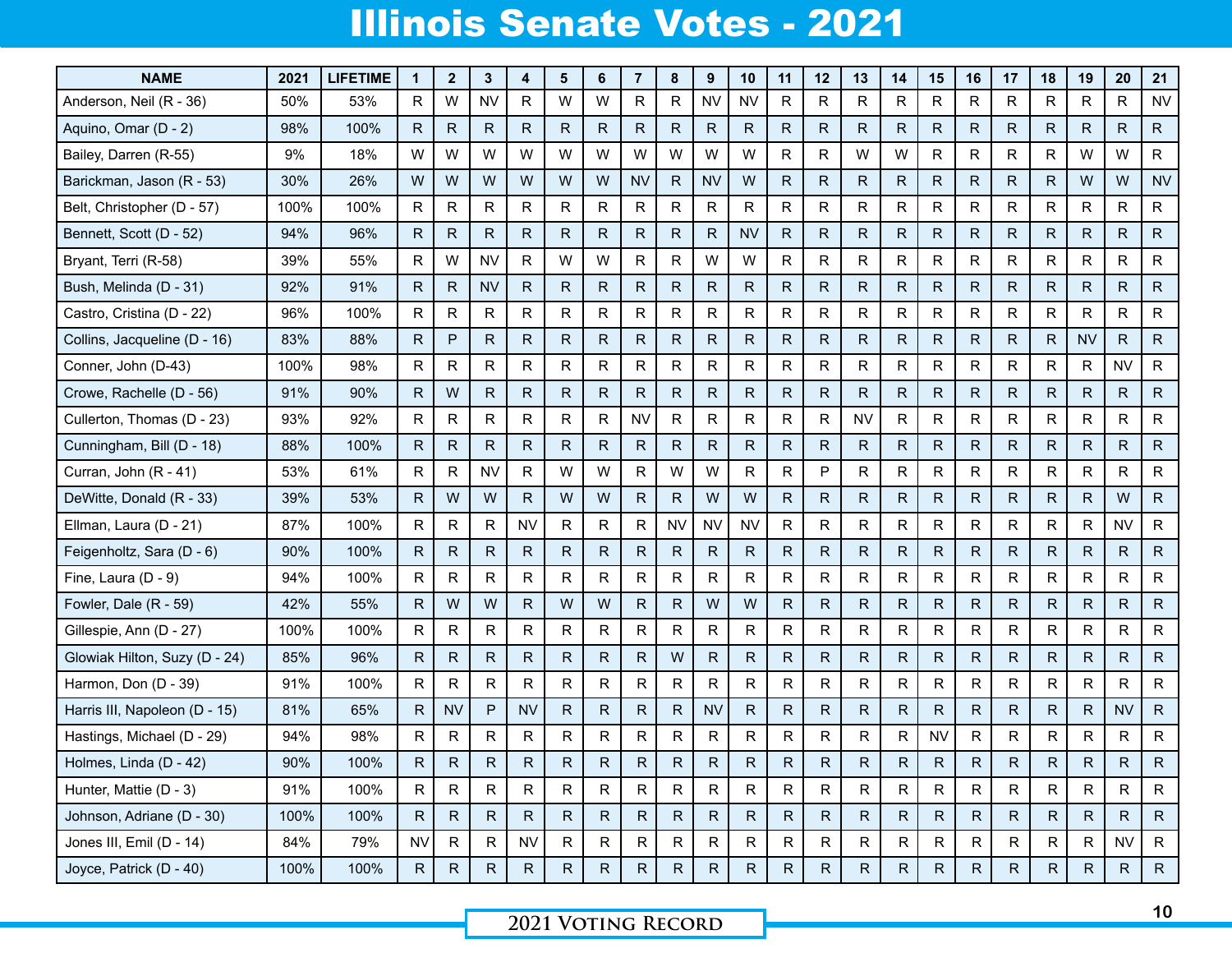# Illinois Senate Votes - 2021

| NAME | 2021 | LIFETIME | 1 | 2 | 3 | 4 | 5 | 6 | 7 | 8 | 9 | 10 | 11 | 12 | 13 | 14 | 15 | 16 | 17 | 18 | 19 | 20 | 21 |
|---|---|---|---|---|---|---|---|---|---|---|---|---|---|---|---|---|---|---|---|---|---|---|---|
| Anderson, Neil (R - 36) | 50% | 53% | R | W | NV | R | W | W | R | R | NV | NV | R | R | R | R | R | R | R | R | R | R | NV |
| Aquino, Omar (D - 2) | 98% | 100% | R | R | R | R | R | R | R | R | R | R | R | R | R | R | R | R | R | R | R | R | R |
| Bailey, Darren (R-55) | 9% | 18% | W | W | W | W | W | W | W | W | W | W | R | R | W | W | R | R | R | R | W | W | R |
| Barickman, Jason (R - 53) | 30% | 26% | W | W | W | W | W | W | NV | R | NV | W | R | R | R | R | R | R | R | R | W | W | NV |
| Belt, Christopher (D - 57) | 100% | 100% | R | R | R | R | R | R | R | R | R | R | R | R | R | R | R | R | R | R | R | R | R |
| Bennett, Scott (D - 52) | 94% | 96% | R | R | R | R | R | R | R | R | R | NV | R | R | R | R | R | R | R | R | R | R | R |
| Bryant, Terri (R-58) | 39% | 55% | R | W | NV | R | W | W | R | R | W | W | R | R | R | R | R | R | R | R | R | R | R |
| Bush, Melinda (D - 31) | 92% | 91% | R | R | NV | R | R | R | R | R | R | R | R | R | R | R | R | R | R | R | R | R | R |
| Castro, Cristina (D - 22) | 96% | 100% | R | R | R | R | R | R | R | R | R | R | R | R | R | R | R | R | R | R | R | R | R |
| Collins, Jacqueline (D - 16) | 83% | 88% | R | P | R | R | R | R | R | R | R | R | R | R | R | R | R | R | R | R | NV | R | R |
| Conner, John (D-43) | 100% | 98% | R | R | R | R | R | R | R | R | R | R | R | R | R | R | R | R | R | R | R | NV | R |
| Crowe, Rachelle (D - 56) | 91% | 90% | R | W | R | R | R | R | R | R | R | R | R | R | R | R | R | R | R | R | R | R | R |
| Cullerton, Thomas (D - 23) | 93% | 92% | R | R | R | R | R | R | NV | R | R | R | R | R | NV | R | R | R | R | R | R | R | R |
| Cunningham, Bill (D - 18) | 88% | 100% | R | R | R | R | R | R | R | R | R | R | R | R | R | R | R | R | R | R | R | R | R |
| Curran, John (R - 41) | 53% | 61% | R | R | NV | R | W | W | R | W | W | R | R | P | R | R | R | R | R | R | R | R | R |
| DeWitte, Donald (R - 33) | 39% | 53% | R | W | W | R | W | W | R | R | W | W | R | R | R | R | R | R | R | R | R | W | R |
| Ellman, Laura (D - 21) | 87% | 100% | R | R | R | NV | R | R | R | NV | NV | NV | R | R | R | R | R | R | R | R | R | NV | R |
| Feigenholtz, Sara (D - 6) | 90% | 100% | R | R | R | R | R | R | R | R | R | R | R | R | R | R | R | R | R | R | R | R | R |
| Fine, Laura (D - 9) | 94% | 100% | R | R | R | R | R | R | R | R | R | R | R | R | R | R | R | R | R | R | R | R | R |
| Fowler, Dale (R - 59) | 42% | 55% | R | W | W | R | W | W | R | R | W | W | R | R | R | R | R | R | R | R | R | R | R |
| Gillespie, Ann (D - 27) | 100% | 100% | R | R | R | R | R | R | R | R | R | R | R | R | R | R | R | R | R | R | R | R | R |
| Glowiak Hilton, Suzy (D - 24) | 85% | 96% | R | R | R | R | R | R | R | W | R | R | R | R | R | R | R | R | R | R | R | R | R |
| Harmon, Don (D - 39) | 91% | 100% | R | R | R | R | R | R | R | R | R | R | R | R | R | R | R | R | R | R | R | R | R |
| Harris III, Napoleon (D - 15) | 81% | 65% | R | NV | P | NV | R | R | R | R | NV | R | R | R | R | R | R | R | R | R | R | NV | R |
| Hastings, Michael (D - 29) | 94% | 98% | R | R | R | R | R | R | R | R | R | R | R | R | R | R | NV | R | R | R | R | R | R |
| Holmes, Linda (D - 42) | 90% | 100% | R | R | R | R | R | R | R | R | R | R | R | R | R | R | R | R | R | R | R | R | R |
| Hunter, Mattie (D - 3) | 91% | 100% | R | R | R | R | R | R | R | R | R | R | R | R | R | R | R | R | R | R | R | R | R |
| Johnson, Adriane (D - 30) | 100% | 100% | R | R | R | R | R | R | R | R | R | R | R | R | R | R | R | R | R | R | R | R | R |
| Jones III, Emil (D - 14) | 84% | 79% | NV | R | R | NV | R | R | R | R | R | R | R | R | R | R | R | R | R | R | R | NV | R |
| Joyce, Patrick (D - 40) | 100% | 100% | R | R | R | R | R | R | R | R | R | R | R | R | R | R | R | R | R | R | R | R | R |

2021 Voting Record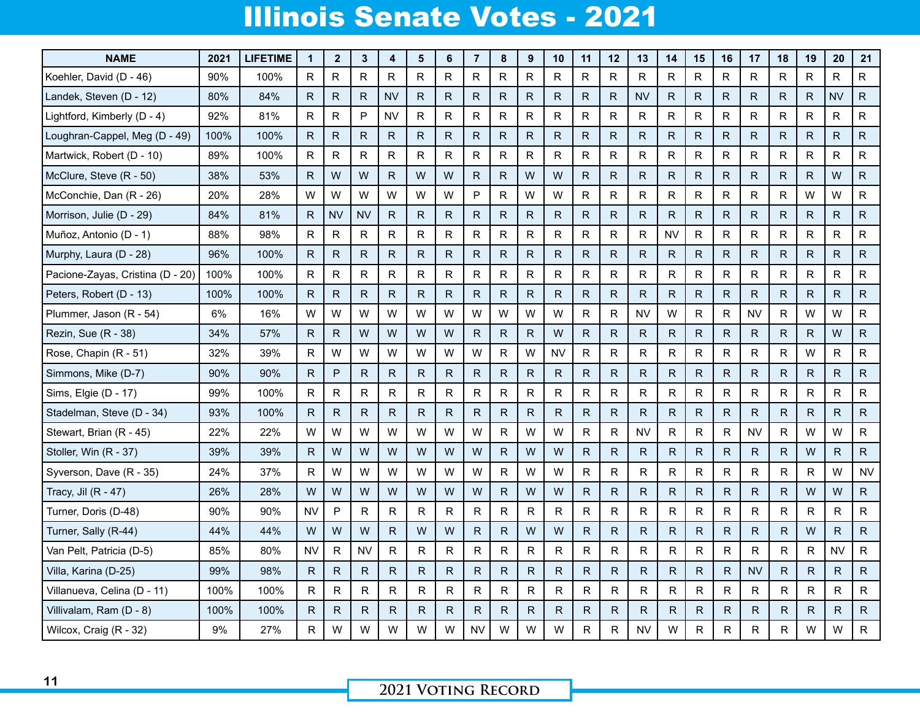# Illinois Senate Votes - 2021

| NAME | 2021 | LIFETIME | 1 | 2 | 3 | 4 | 5 | 6 | 7 | 8 | 9 | 10 | 11 | 12 | 13 | 14 | 15 | 16 | 17 | 18 | 19 | 20 | 21 |
|---|---|---|---|---|---|---|---|---|---|---|---|---|---|---|---|---|---|---|---|---|---|---|---|
| Koehler, David (D - 46) | 90% | 100% | R | R | R | R | R | R | R | R | R | R | R | R | R | R | R | R | R | R | R | R | R |
| Landek, Steven (D - 12) | 80% | 84% | R | R | R | NV | R | R | R | R | R | R | R | R | NV | R | R | R | R | R | R | NV | R |
| Lightford, Kimberly (D - 4) | 92% | 81% | R | R | P | NV | R | R | R | R | R | R | R | R | R | R | R | R | R | R | R | R | R |
| Loughran-Cappel, Meg (D - 49) | 100% | 100% | R | R | R | R | R | R | R | R | R | R | R | R | R | R | R | R | R | R | R | R | R |
| Martwick, Robert (D - 10) | 89% | 100% | R | R | R | R | R | R | R | R | R | R | R | R | R | R | R | R | R | R | R | R | R |
| McClure, Steve (R - 50) | 38% | 53% | R | W | W | R | W | W | R | R | W | W | R | R | R | R | R | R | R | R | R | W | R |
| McConchie, Dan (R - 26) | 20% | 28% | W | W | W | W | W | W | P | R | W | W | R | R | R | R | R | R | R | R | W | W | R |
| Morrison, Julie (D - 29) | 84% | 81% | R | NV | NV | R | R | R | R | R | R | R | R | R | R | R | R | R | R | R | R | R | R |
| Muñoz, Antonio (D - 1) | 88% | 98% | R | R | R | R | R | R | R | R | R | R | R | R | R | NV | R | R | R | R | R | R | R |
| Murphy, Laura (D - 28) | 96% | 100% | R | R | R | R | R | R | R | R | R | R | R | R | R | R | R | R | R | R | R | R | R |
| Pacione-Zayas, Cristina (D - 20) | 100% | 100% | R | R | R | R | R | R | R | R | R | R | R | R | R | R | R | R | R | R | R | R | R |
| Peters, Robert (D - 13) | 100% | 100% | R | R | R | R | R | R | R | R | R | R | R | R | R | R | R | R | R | R | R | R | R |
| Plummer, Jason (R - 54) | 6% | 16% | W | W | W | W | W | W | W | W | W | W | R | R | NV | W | R | R | NV | R | W | W | R |
| Rezin, Sue (R - 38) | 34% | 57% | R | R | W | W | W | W | R | R | R | W | R | R | R | R | R | R | R | R | R | W | R |
| Rose, Chapin (R - 51) | 32% | 39% | R | W | W | W | W | W | W | R | W | NV | R | R | R | R | R | R | R | R | W | R | R |
| Simmons, Mike (D-7) | 90% | 90% | R | P | R | R | R | R | R | R | R | R | R | R | R | R | R | R | R | R | R | R | R |
| Sims, Elgie (D - 17) | 99% | 100% | R | R | R | R | R | R | R | R | R | R | R | R | R | R | R | R | R | R | R | R | R |
| Stadelman, Steve (D - 34) | 93% | 100% | R | R | R | R | R | R | R | R | R | R | R | R | R | R | R | R | R | R | R | R | R |
| Stewart, Brian (R - 45) | 22% | 22% | W | W | W | W | W | W | W | R | W | W | R | R | NV | R | R | R | NV | R | W | W | R |
| Stoller, Win (R - 37) | 39% | 39% | R | W | W | W | W | W | W | R | W | W | R | R | R | R | R | R | R | R | W | R | R |
| Syverson, Dave (R - 35) | 24% | 37% | R | W | W | W | W | W | W | R | W | W | R | R | R | R | R | R | R | R | R | W | NV |
| Tracy, Jil (R - 47) | 26% | 28% | W | W | W | W | W | W | W | R | W | W | R | R | R | R | R | R | R | R | W | W | R |
| Turner, Doris (D-48) | 90% | 90% | NV | P | R | R | R | R | R | R | R | R | R | R | R | R | R | R | R | R | R | R | R |
| Turner, Sally (R-44) | 44% | 44% | W | W | W | R | W | W | R | R | W | W | R | R | R | R | R | R | R | R | W | R | R |
| Van Pelt, Patricia (D-5) | 85% | 80% | NV | R | NV | R | R | R | R | R | R | R | R | R | R | R | R | R | R | R | R | NV | R |
| Villa, Karina (D-25) | 99% | 98% | R | R | R | R | R | R | R | R | R | R | R | R | R | R | R | R | NV | R | R | R | R |
| Villanueva, Celina (D - 11) | 100% | 100% | R | R | R | R | R | R | R | R | R | R | R | R | R | R | R | R | R | R | R | R | R |
| Villivalam, Ram (D - 8) | 100% | 100% | R | R | R | R | R | R | R | R | R | R | R | R | R | R | R | R | R | R | R | R | R |
| Wilcox, Craig (R - 32) | 9% | 27% | R | W | W | W | W | W | NV | W | W | W | R | R | NV | W | R | R | R | R | W | W | R |

2021 Voting Record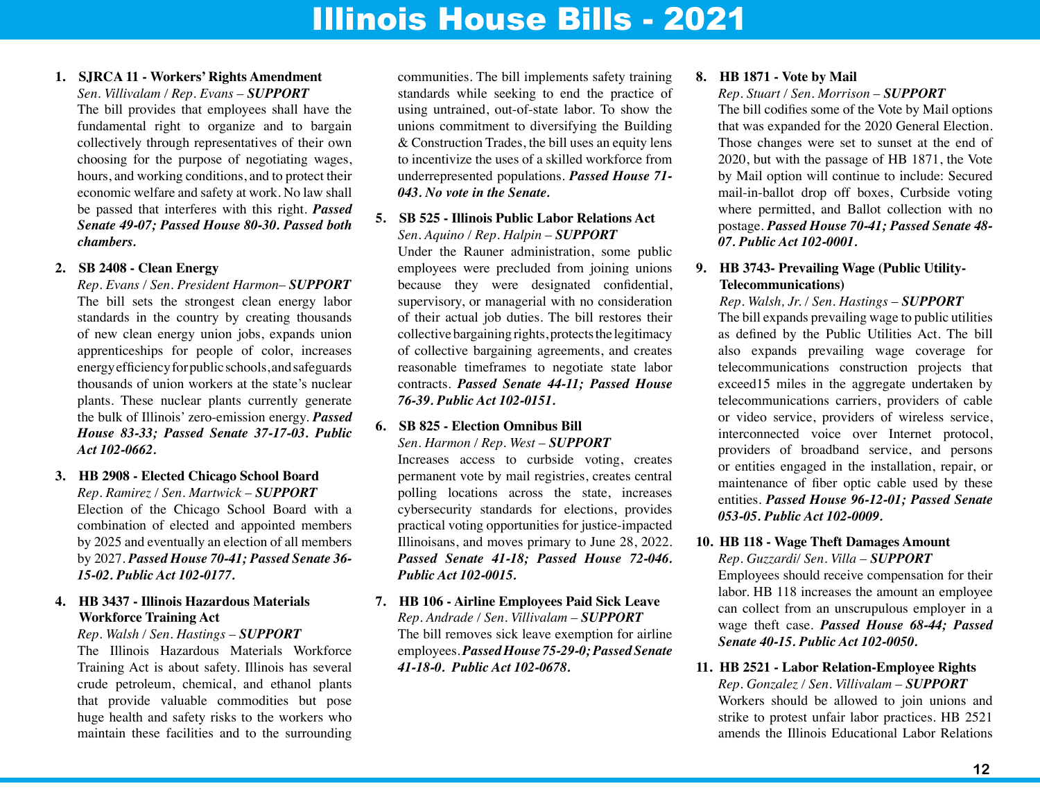# Illinois House Bills - 2021

1. **SJRCA 11 - Workers' Rights Amendment**
   *Sen. Villivalam / Rep. Evans – **SUPPORT***
   The bill provides that employees shall have the fundamental right to organize and to bargain collectively through representatives of their own choosing for the purpose of negotiating wages, hours, and working conditions, and to protect their economic welfare and safety at work. No law shall be passed that interferes with this right. ***Passed Senate 49-07; Passed House 80-30. Passed both chambers.***

2. **SB 2408 - Clean Energy**
   *Rep. Evans / Sen. President Harmon– **SUPPORT***
   The bill sets the strongest clean energy labor standards in the country by creating thousands of new clean energy union jobs, expands union apprenticeships for people of color, increases energy efficiency for public schools, and safeguards thousands of union workers at the state's nuclear plants. These nuclear plants currently generate the bulk of Illinois' zero-emission energy. ***Passed House 83-33; Passed Senate 37-17-03. Public Act 102-0662.***

3. **HB 2908 - Elected Chicago School Board**
   *Rep. Ramirez / Sen. Martwick – **SUPPORT***
   Election of the Chicago School Board with a combination of elected and appointed members by 2025 and eventually an election of all members by 2027. ***Passed House 70-41; Passed Senate 36-15-02. Public Act 102-0177.***

4. **HB 3437 - Illinois Hazardous Materials Workforce Training Act**
   *Rep. Walsh / Sen. Hastings – **SUPPORT***
   The Illinois Hazardous Materials Workforce Training Act is about safety. Illinois has several crude petroleum, chemical, and ethanol plants that provide valuable commodities but pose huge health and safety risks to the workers who maintain these facilities and to the surrounding communities. The bill implements safety training standards while seeking to end the practice of using untrained, out-of-state labor. To show the unions commitment to diversifying the Building & Construction Trades, the bill uses an equity lens to incentivize the uses of a skilled workforce from underrepresented populations. ***Passed House 71-043. No vote in the Senate.***

5. **SB 525 - Illinois Public Labor Relations Act**
   *Sen. Aquino / Rep. Halpin – **SUPPORT***
   Under the Rauner administration, some public employees were precluded from joining unions because they were designated confidential, supervisory, or managerial with no consideration of their actual job duties. The bill restores their collective bargaining rights, protects the legitimacy of collective bargaining agreements, and creates reasonable timeframes to negotiate state labor contracts. ***Passed Senate 44-11; Passed House 76-39. Public Act 102-0151.***

6. **SB 825 - Election Omnibus Bill**
   *Sen. Harmon / Rep. West – **SUPPORT***
   Increases access to curbside voting, creates permanent vote by mail registries, creates central polling locations across the state, increases cybersecurity standards for elections, provides practical voting opportunities for justice-impacted Illinoisans, and moves primary to June 28, 2022. ***Passed Senate 41-18; Passed House 72-046. Public Act 102-0015.***

7. **HB 106 - Airline Employees Paid Sick Leave**
   *Rep. Andrade / Sen. Villivalam – **SUPPORT***
   The bill removes sick leave exemption for airline employees. ***Passed House 75-29-0; Passed Senate 41-18-0. Public Act 102-0678.***

8. **HB 1871 - Vote by Mail**
   *Rep. Stuart / Sen. Morrison – **SUPPORT***
   The bill codifies some of the Vote by Mail options that was expanded for the 2020 General Election. Those changes were set to sunset at the end of 2020, but with the passage of HB 1871, the Vote by Mail option will continue to include: Secured mail-in-ballot drop off boxes, Curbside voting where permitted, and Ballot collection with no postage. ***Passed House 70-41; Passed Senate 48-07. Public Act 102-0001.***

9. **HB 3743- Prevailing Wage (Public Utility-Telecommunications)**
   *Rep. Walsh, Jr. / Sen. Hastings – **SUPPORT***
   The bill expands prevailing wage to public utilities as defined by the Public Utilities Act. The bill also expands prevailing wage coverage for telecommunications construction projects that exceed15 miles in the aggregate undertaken by telecommunications carriers, providers of cable or video service, providers of wireless service, interconnected voice over Internet protocol, providers of broadband service, and persons or entities engaged in the installation, repair, or maintenance of fiber optic cable used by these entities. ***Passed House 96-12-01; Passed Senate 053-05. Public Act 102-0009.***

10. **HB 118 - Wage Theft Damages Amount**
    *Rep. Guzzardi/ Sen. Villa – **SUPPORT***
    Employees should receive compensation for their labor. HB 118 increases the amount an employee can collect from an unscrupulous employer in a wage theft case. ***Passed House 68-44; Passed Senate 40-15. Public Act 102-0050.***

11. **HB 2521 - Labor Relation-Employee Rights**
    *Rep. Gonzalez / Sen. Villivalam – **SUPPORT***
    Workers should be allowed to join unions and strike to protest unfair labor practices. HB 2521 amends the Illinois Educational Labor Relations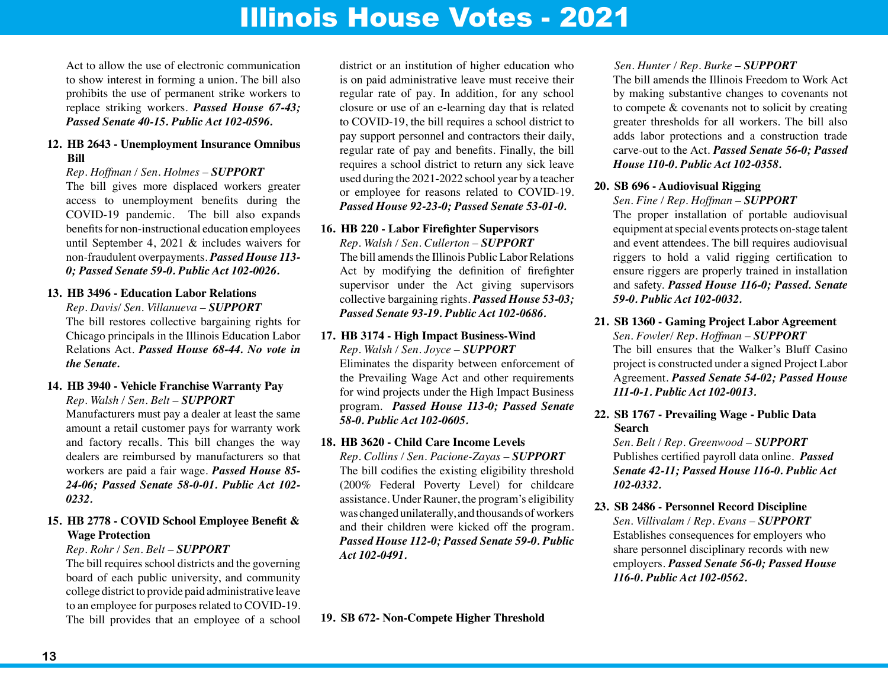Act to allow the use of electronic communication to show interest in forming a union. The bill also prohibits the use of permanent strike workers to replace striking workers. ***Passed House 67-43; Passed Senate 40-15. Public Act 102-0596.***

12. **HB 2643 - Unemployment Insurance Omnibus Bill**
    *Rep. Hoffman / Sen. Holmes – **SUPPORT***
    The bill gives more displaced workers greater access to unemployment benefits during the COVID-19 pandemic. The bill also expands benefits for non-instructional education employees until September 4, 2021 & includes waivers for non-fraudulent overpayments. ***Passed House 113-0; Passed Senate 59-0. Public Act 102-0026.***

13. **HB 3496 - Education Labor Relations**
    *Rep. Davis/ Sen. Villanueva – **SUPPORT***
    The bill restores collective bargaining rights for Chicago principals in the Illinois Education Labor Relations Act. ***Passed House 68-44. No vote in the Senate.***

14. **HB 3940 - Vehicle Franchise Warranty Pay**
    *Rep. Walsh / Sen. Belt – **SUPPORT***
    Manufacturers must pay a dealer at least the same amount a retail customer pays for warranty work and factory recalls. This bill changes the way dealers are reimbursed by manufacturers so that workers are paid a fair wage. ***Passed House 85-24-06; Passed Senate 58-0-01. Public Act 102-0232.***

15. **HB 2778 - COVID School Employee Benefit & Wage Protection**
    *Rep. Rohr / Sen. Belt – **SUPPORT***
    The bill requires school districts and the governing board of each public university, and community college district to provide paid administrative leave to an employee for purposes related to COVID-19. The bill provides that an employee of a school district or an institution of higher education who is on paid administrative leave must receive their regular rate of pay. In addition, for any school closure or use of an e-learning day that is related to COVID-19, the bill requires a school district to pay support personnel and contractors their daily, regular rate of pay and benefits. Finally, the bill requires a school district to return any sick leave used during the 2021-2022 school year by a teacher or employee for reasons related to COVID-19. ***Passed House 92-23-0; Passed Senate 53-01-0.***

16. **HB 220 - Labor Firefighter Supervisors**
    *Rep. Walsh / Sen. Cullerton – **SUPPORT***
    The bill amends the Illinois Public Labor Relations Act by modifying the definition of firefighter supervisor under the Act giving supervisors collective bargaining rights. ***Passed House 53-03; Passed Senate 93-19. Public Act 102-0686.***

17. **HB 3174 - High Impact Business-Wind**
    *Rep. Walsh / Sen. Joyce – **SUPPORT***
    Eliminates the disparity between enforcement of the Prevailing Wage Act and other requirements for wind projects under the High Impact Business program. ***Passed House 113-0; Passed Senate 58-0. Public Act 102-0605.***

18. **HB 3620 - Child Care Income Levels**
    *Rep. Collins / Sen. Pacione-Zayas – **SUPPORT***
    The bill codifies the existing eligibility threshold (200% Federal Poverty Level) for childcare assistance. Under Rauner, the program's eligibility was changed unilaterally, and thousands of workers and their children were kicked off the program. ***Passed House 112-0; Passed Senate 59-0. Public Act 102-0491.***

19. **SB 672- Non-Compete Higher Threshold**
    *Sen. Hunter / Rep. Burke – **SUPPORT***
    The bill amends the Illinois Freedom to Work Act by making substantive changes to covenants not to compete & covenants not to solicit by creating greater thresholds for all workers. The bill also adds labor protections and a construction trade carve-out to the Act. ***Passed Senate 56-0; Passed House 110-0. Public Act 102-0358.***

20. **SB 696 - Audiovisual Rigging**
    *Sen. Fine / Rep. Hoffman – **SUPPORT***
    The proper installation of portable audiovisual equipment at special events protects on-stage talent and event attendees. The bill requires audiovisual riggers to hold a valid rigging certification to ensure riggers are properly trained in installation and safety. ***Passed House 116-0; Passed. Senate 59-0. Public Act 102-0032.***

21. **SB 1360 - Gaming Project Labor Agreement**
    *Sen. Fowler/ Rep. Hoffman – **SUPPORT***
    The bill ensures that the Walker's Bluff Casino project is constructed under a signed Project Labor Agreement. ***Passed Senate 54-02; Passed House 111-0-1. Public Act 102-0013.***

22. **SB 1767 - Prevailing Wage - Public Data Search**
    *Sen. Belt / Rep. Greenwood – **SUPPORT***
    Publishes certified payroll data online. ***Passed Senate 42-11; Passed House 116-0. Public Act 102-0332.***

23. **SB 2486 - Personnel Record Discipline**
    *Sen. Villivalam / Rep. Evans – **SUPPORT***
    Establishes consequences for employers who share personnel disciplinary records with new employers. ***Passed Senate 56-0; Passed House 116-0. Public Act 102-0562.***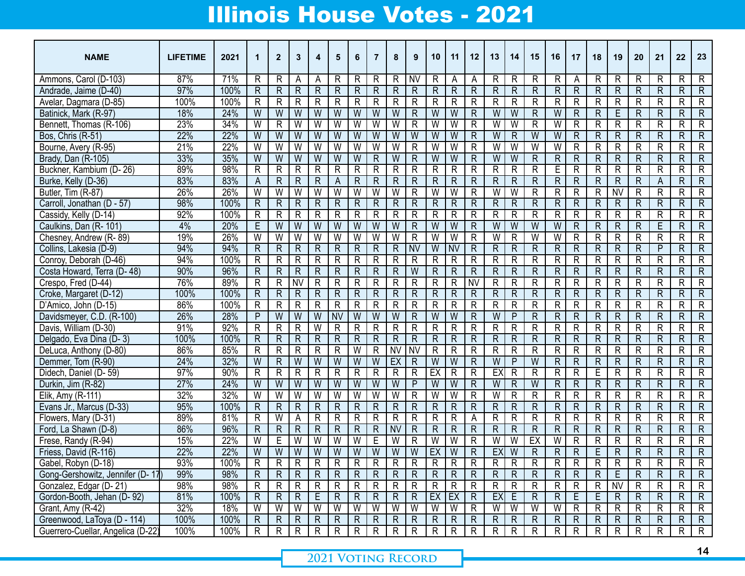# Illinois House Votes - 2021

| NAME | LIFETIME | 2021 | 1 | 2 | 3 | 4 | 5 | 6 | 7 | 8 | 9 | 10 | 11 | 12 | 13 | 14 | 15 | 16 | 17 | 18 | 19 | 20 | 21 | 22 | 23 |
|---|---|---|---|---|---|---|---|---|---|---|---|---|---|---|---|---|---|---|---|---|---|---|---|---|---|
| Ammons, Carol (D-103) | 87% | 71% | R | R | A | A | R | R | R | R | NV | R | A | A | R | R | R | R | A | R | R | R | R | R | R |
| Andrade, Jaime (D-40) | 97% | 100% | R | R | R | R | R | R | R | R | R | R | R | R | R | R | R | R | R | R | R | R | R | R | R |
| Avelar, Dagmara (D-85) | 100% | 100% | R | R | R | R | R | R | R | R | R | R | R | R | R | R | R | R | R | R | R | R | R | R | R |
| Batinick, Mark (R-97) | 18% | 24% | W | W | W | W | W | W | W | W | R | W | W | R | W | W | R | W | R | R | E | R | R | R | R |
| Bennett, Thomas (R-106) | 23% | 34% | W | R | W | W | W | W | W | W | R | W | W | R | W | W | R | W | R | R | R | R | R | R | R |
| Bos, Chris (R-51) | 22% | 22% | W | W | W | W | W | W | W | W | W | W | W | R | W | R | W | W | R | R | R | R | R | R | R |
| Bourne, Avery (R-95) | 21% | 22% | W | W | W | W | W | W | W | W | R | W | W | R | W | W | W | W | R | R | R | R | R | R | R |
| Brady, Dan (R-105) | 33% | 35% | W | W | W | W | W | W | R | W | R | W | W | R | W | W | R | R | R | R | R | R | R | R | R |
| Buckner, Kambium (D- 26) | 89% | 98% | R | R | R | R | R | R | R | R | R | R | R | R | R | R | R | E | R | R | R | R | R | R | R |
| Burke, Kelly (D-36) | 83% | 83% | A | R | R | R | A | R | R | R | R | R | R | R | R | R | R | R | R | R | R | R | A | R | R |
| Butler, Tim (R-87) | 26% | 26% | W | W | W | W | W | W | W | W | R | W | W | R | W | W | R | R | R | R | NV | R | R | R | R |
| Carroll, Jonathan (D - 57) | 98% | 100% | R | R | R | R | R | R | R | R | R | R | R | R | R | R | R | R | R | R | R | R | R | R | R |
| Cassidy, Kelly (D-14) | 92% | 100% | R | R | R | R | R | R | R | R | R | R | R | R | R | R | R | R | R | R | R | R | R | R | R |
| Caulkins, Dan (R- 101) | 4% | 20% | E | W | W | W | W | W | W | W | R | W | W | R | W | W | W | W | R | R | R | R | E | R | R |
| Chesney, Andrew (R- 89) | 19% | 26% | W | W | W | W | W | W | W | W | R | W | W | R | W | R | W | W | R | R | R | R | R | R | R |
| Collins, Lakesia (D-9) | 94% | 94% | R | R | R | R | R | R | R | R | NV | W | NV | R | R | R | R | R | R | R | R | R | P | R | R |
| Conroy, Deborah (D-46) | 94% | 100% | R | R | R | R | R | R | R | R | R | R | R | R | R | R | R | R | R | R | R | R | R | R | R |
| Costa Howard, Terra (D- 48) | 90% | 96% | R | R | R | R | R | R | R | R | W | R | R | R | R | R | R | R | R | R | R | R | R | R | R |
| Crespo, Fred (D-44) | 76% | 89% | R | R | NV | R | R | R | R | R | R | R | R | NV | R | R | R | R | R | R | R | R | R | R | R |
| Croke, Margaret (D-12) | 100% | 100% | R | R | R | R | R | R | R | R | R | R | R | R | R | R | R | R | R | R | R | R | R | R | R |
| D'Amico, John (D-15) | 86% | 100% | R | R | R | R | R | R | R | R | R | R | R | R | R | R | R | R | R | R | R | R | R | R | R |
| Davidsmeyer, C.D. (R-100) | 26% | 28% | P | W | W | W | NV | W | W | W | R | W | W | R | W | P | R | R | R | R | R | R | R | R | R |
| Davis, William (D-30) | 91% | 92% | R | R | R | W | R | R | R | R | R | R | R | R | R | R | R | R | R | R | R | R | R | R | R |
| Delgado, Eva Dina (D- 3) | 100% | 100% | R | R | R | R | R | R | R | R | R | R | R | R | R | R | R | R | R | R | R | R | R | R | R |
| DeLuca, Anthony (D-80) | 86% | 85% | R | R | R | R | R | W | R | NV | NV | R | R | R | R | R | R | R | R | R | R | R | R | R | R |
| Demmer, Tom (R-90) | 24% | 32% | W | R | W | W | W | W | W | EX | R | W | W | R | W | P | W | R | R | R | R | R | R | R | R |
| Didech, Daniel (D- 59) | 97% | 90% | R | R | R | R | R | R | R | R | R | EX | R | R | EX | R | R | R | R | E | R | R | R | R | R |
| Durkin, Jim (R-82) | 27% | 24% | W | W | W | W | W | W | W | W | P | W | W | R | W | R | W | R | R | R | R | R | R | R | R |
| Elik, Amy (R-111) | 32% | 32% | W | W | W | W | W | W | W | W | R | W | W | R | W | R | R | R | R | R | R | R | R | R | R |
| Evans Jr., Marcus (D-33) | 95% | 100% | R | R | R | R | R | R | R | R | R | R | R | R | R | R | R | R | R | R | R | R | R | R | R |
| Flowers, Mary (D-31) | 89% | 81% | R | W | A | R | R | R | R | R | R | R | R | A | R | R | R | R | R | R | R | R | R | R | R |
| Ford, La Shawn (D-8) | 86% | 96% | R | R | R | R | R | R | R | NV | R | R | R | R | R | R | R | R | R | R | R | R | R | R | R |
| Frese, Randy (R-94) | 15% | 22% | W | E | W | W | W | W | E | W | R | W | W | R | W | W | EX | W | R | R | R | R | R | R | R |
| Friess, David (R-116) | 22% | 22% | W | W | W | W | W | W | W | W | W | EX | W | R | EX | W | R | R | R | E | R | R | R | R | R |
| Gabel, Robyn (D-18) | 93% | 100% | R | R | R | R | R | R | R | R | R | R | R | R | R | R | R | R | R | R | R | R | R | R | R |
| Gong-Gershowitz, Jennifer (D- 17) | 99% | 98% | R | R | R | R | R | R | R | R | R | R | R | R | R | R | R | R | R | R | E | R | R | R | R |
| Gonzalez, Edgar (D- 21) | 98% | 98% | R | R | R | R | R | R | R | R | R | R | R | R | R | R | R | R | R | R | NV | R | R | R | R |
| Gordon-Booth, Jehan (D- 92) | 81% | 100% | R | R | R | E | R | R | R | R | R | EX | EX | R | EX | E | R | R | E | E | R | R | R | R | R |
| Grant, Amy (R-42) | 32% | 18% | W | W | W | W | W | W | W | W | W | W | W | R | W | W | W | W | R | R | R | R | R | R | R |
| Greenwood, LaToya (D - 114) | 100% | 100% | R | R | R | R | R | R | R | R | R | R | R | R | R | R | R | R | R | R | R | R | R | R | R |
| Guerrero-Cuellar, Angelica (D-22) | 100% | 100% | R | R | R | R | R | R | R | R | R | R | R | R | R | R | R | R | R | R | R | R | R | R | R |

2021 Voting Record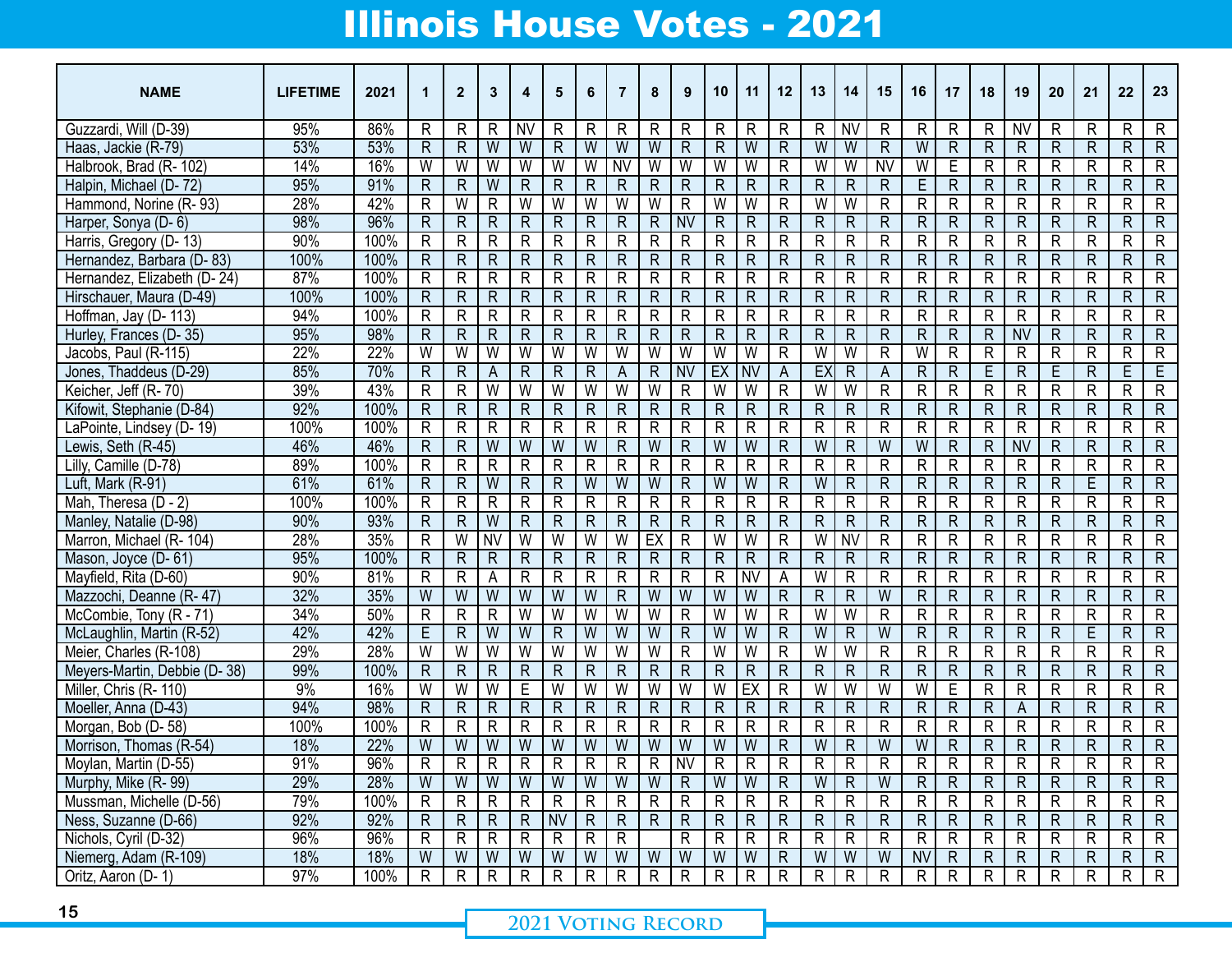# Illinois House Votes - 2021

| NAME | LIFETIME | 2021 | 1 | 2 | 3 | 4 | 5 | 6 | 7 | 8 | 9 | 10 | 11 | 12 | 13 | 14 | 15 | 16 | 17 | 18 | 19 | 20 | 21 | 22 | 23 |
|---|---|---|---|---|---|---|---|---|---|---|---|---|---|---|---|---|---|---|---|---|---|---|---|---|---|
| Guzzardi, Will (D-39) | 95% | 86% | R | R | R | NV | R | R | R | R | R | R | R | R | R | NV | R | R | R | R | NV | R | R | R | R |
| Haas, Jackie (R-79) | 53% | 53% | R | R | W | W | R | W | W | W | R | R | W | R | W | W | R | W | R | R | R | R | R | R | R |
| Halbrook, Brad (R- 102) | 14% | 16% | W | W | W | W | W | W | NV | W | W | W | W | R | W | W | NV | W | E | R | R | R | R | R | R |
| Halpin, Michael (D- 72) | 95% | 91% | R | R | W | R | R | R | R | R | R | R | R | R | R | R | R | E | R | R | R | R | R | R | R |
| Hammond, Norine (R- 93) | 28% | 42% | R | W | R | W | W | W | W | W | R | W | W | R | W | W | R | R | R | R | R | R | R | R | R |
| Harper, Sonya (D- 6) | 98% | 96% | R | R | R | R | R | R | R | R | NV | R | R | R | R | R | R | R | R | R | R | R | R | R | R |
| Harris, Gregory (D- 13) | 90% | 100% | R | R | R | R | R | R | R | R | R | R | R | R | R | R | R | R | R | R | R | R | R | R | R |
| Hernandez, Barbara (D- 83) | 100% | 100% | R | R | R | R | R | R | R | R | R | R | R | R | R | R | R | R | R | R | R | R | R | R | R |
| Hernandez, Elizabeth (D- 24) | 87% | 100% | R | R | R | R | R | R | R | R | R | R | R | R | R | R | R | R | R | R | R | R | R | R | R |
| Hirschauer, Maura (D-49) | 100% | 100% | R | R | R | R | R | R | R | R | R | R | R | R | R | R | R | R | R | R | R | R | R | R | R |
| Hoffman, Jay (D- 113) | 94% | 100% | R | R | R | R | R | R | R | R | R | R | R | R | R | R | R | R | R | R | R | R | R | R | R |
| Hurley, Frances (D- 35) | 95% | 98% | R | R | R | R | R | R | R | R | R | R | R | R | R | R | R | R | R | R | NV | R | R | R | R |
| Jacobs, Paul (R-115) | 22% | 22% | W | W | W | W | W | W | W | W | W | W | W | R | W | W | R | W | R | R | R | R | R | R | R |
| Jones, Thaddeus (D-29) | 85% | 70% | R | R | A | R | R | R | A | R | NV | EX | NV | A | EX | R | A | R | R | E | R | E | R | E | E |
| Keicher, Jeff (R- 70) | 39% | 43% | R | R | W | W | W | W | W | W | R | W | W | R | W | W | R | R | R | R | R | R | R | R | R |
| Kifowit, Stephanie (D-84) | 92% | 100% | R | R | R | R | R | R | R | R | R | R | R | R | R | R | R | R | R | R | R | R | R | R | R |
| LaPointe, Lindsey (D- 19) | 100% | 100% | R | R | R | R | R | R | R | R | R | R | R | R | R | R | R | R | R | R | R | R | R | R | R |
| Lewis, Seth (R-45) | 46% | 46% | R | R | W | W | W | W | R | W | R | W | W | R | W | R | W | W | R | R | NV | R | R | R | R |
| Lilly, Camille (D-78) | 89% | 100% | R | R | R | R | R | R | R | R | R | R | R | R | R | R | R | R | R | R | R | R | R | R | R |
| Luft, Mark (R-91) | 61% | 61% | R | R | W | R | R | W | W | W | R | W | W | R | W | R | R | R | R | R | R | R | E | R | R |
| Mah, Theresa (D - 2) | 100% | 100% | R | R | R | R | R | R | R | R | R | R | R | R | R | R | R | R | R | R | R | R | R | R | R |
| Manley, Natalie (D-98) | 90% | 93% | R | R | W | R | R | R | R | R | R | R | R | R | R | R | R | R | R | R | R | R | R | R | R |
| Marron, Michael (R- 104) | 28% | 35% | R | W | NV | W | W | W | W | EX | R | W | W | R | W | NV | R | R | R | R | R | R | R | R | R |
| Mason, Joyce (D- 61) | 95% | 100% | R | R | R | R | R | R | R | R | R | R | R | R | R | R | R | R | R | R | R | R | R | R | R |
| Mayfield, Rita (D-60) | 90% | 81% | R | R | A | R | R | R | R | R | R | R | NV | A | W | R | R | R | R | R | R | R | R | R | R |
| Mazzochi, Deanne (R- 47) | 32% | 35% | W | W | W | W | W | W | R | W | W | W | W | R | R | R | W | R | R | R | R | R | R | R | R |
| McCombie, Tony (R - 71) | 34% | 50% | R | R | R | W | W | W | W | W | R | W | W | R | W | W | R | R | R | R | R | R | R | R | R |
| McLaughlin, Martin (R-52) | 42% | 42% | E | R | W | W | R | W | W | W | R | W | W | R | W | R | W | R | R | R | R | R | E | R | R |
| Meier, Charles (R-108) | 29% | 28% | W | W | W | W | W | W | W | W | R | W | W | R | W | W | R | R | R | R | R | R | R | R | R |
| Meyers-Martin, Debbie (D- 38) | 99% | 100% | R | R | R | R | R | R | R | R | R | R | R | R | R | R | R | R | R | R | R | R | R | R | R |
| Miller, Chris (R- 110) | 9% | 16% | W | W | W | E | W | W | W | W | W | W | EX | R | W | W | W | W | E | R | R | R | R | R | R |
| Moeller, Anna (D-43) | 94% | 98% | R | R | R | R | R | R | R | R | R | R | R | R | R | R | R | R | R | R | A | R | R | R | R |
| Morgan, Bob (D- 58) | 100% | 100% | R | R | R | R | R | R | R | R | R | R | R | R | R | R | R | R | R | R | R | R | R | R | R |
| Morrison, Thomas (R-54) | 18% | 22% | W | W | W | W | W | W | W | W | W | W | W | R | W | R | W | W | R | R | R | R | R | R | R |
| Moylan, Martin (D-55) | 91% | 96% | R | R | R | R | R | R | R | R | NV | R | R | R | R | R | R | R | R | R | R | R | R | R | R |
| Murphy, Mike (R- 99) | 29% | 28% | W | W | W | W | W | W | W | W | R | W | W | R | W | R | W | R | R | R | R | R | R | R | R |
| Mussman, Michelle (D-56) | 79% | 100% | R | R | R | R | R | R | R | R | R | R | R | R | R | R | R | R | R | R | R | R | R | R | R |
| Ness, Suzanne (D-66) | 92% | 92% | R | R | R | R | NV | R | R | R | R | R | R | R | R | R | R | R | R | R | R | R | R | R | R |
| Nichols, Cyril (D-32) | 96% | 96% | R | R | R | R | R | R | R | | R | R | R | R | R | R | R | R | R | R | R | R | R | R | R |
| Niemerg, Adam (R-109) | 18% | 18% | W | W | W | W | W | W | W | W | W | W | W | R | W | W | W | NV | R | R | R | R | R | R | R |
| Oritz, Aaron (D- 1) | 97% | 100% | R | R | R | R | R | R | R | R | R | R | R | R | R | R | R | R | R | R | R | R | R | R | R |

2021 Voting Record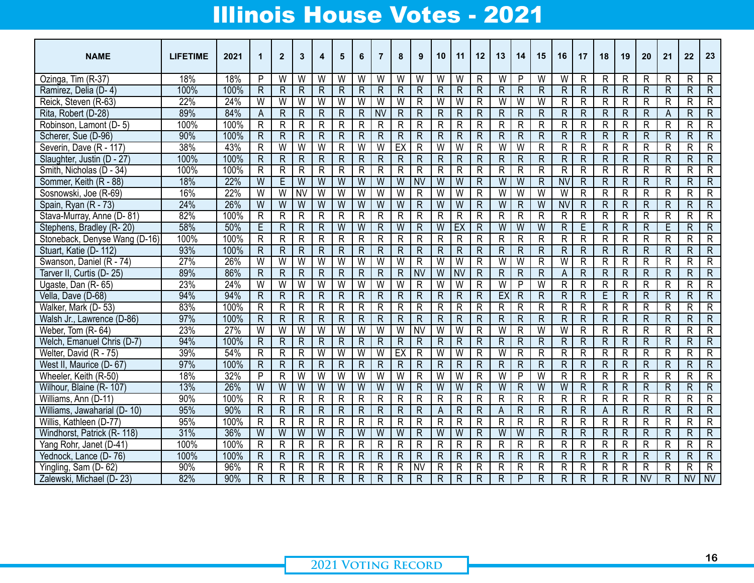# Illinois House Votes - 2021

| NAME | LIFETIME | 2021 | 1 | 2 | 3 | 4 | 5 | 6 | 7 | 8 | 9 | 10 | 11 | 12 | 13 | 14 | 15 | 16 | 17 | 18 | 19 | 20 | 21 | 22 | 23 |
|---|---|---|---|---|---|---|---|---|---|---|---|---|---|---|---|---|---|---|---|---|---|---|---|---|---|
| Ozinga, Tim (R-37) | 18% | 18% | P | W | W | W | W | W | W | W | W | W | W | R | W | P | W | W | R | R | R | R | R | R | R |
| Ramirez, Delia (D- 4) | 100% | 100% | R | R | R | R | R | R | R | R | R | R | R | R | R | R | R | R | R | R | R | R | R | R | R |
| Reick, Steven (R-63) | 22% | 24% | W | W | W | W | W | W | W | W | R | W | W | R | W | W | W | R | R | R | R | R | R | R | R |
| Rita, Robert (D-28) | 89% | 84% | A | R | R | R | R | R | NV | R | R | R | R | R | R | R | R | R | R | R | R | R | A | R | R |
| Robinson, Lamont (D- 5) | 100% | 100% | R | R | R | R | R | R | R | R | R | R | R | R | R | R | R | R | R | R | R | R | R | R | R |
| Scherer, Sue (D-96) | 90% | 100% | R | R | R | R | R | R | R | R | R | R | R | R | R | R | R | R | R | R | R | R | R | R | R |
| Severin, Dave (R - 117) | 38% | 43% | R | W | W | W | R | W | W | EX | R | W | W | R | W | W | R | R | R | R | R | R | R | R | R |
| Slaughter, Justin (D - 27) | 100% | 100% | R | R | R | R | R | R | R | R | R | R | R | R | R | R | R | R | R | R | R | R | R | R | R |
| Smith, Nicholas (D - 34) | 100% | 100% | R | R | R | R | R | R | R | R | R | R | R | R | R | R | R | R | R | R | R | R | R | R | R |
| Sommer, Keith (R - 88) | 18% | 22% | W | E | W | W | W | W | W | W | NV | W | W | R | W | W | R | NV | R | R | R | R | R | R | R |
| Sosnowski, Joe (R-69) | 16% | 22% | W | W | NV | W | W | W | W | W | R | W | W | R | W | W | W | W | R | R | R | R | R | R | R |
| Spain, Ryan (R - 73) | 24% | 26% | W | W | W | W | W | W | W | W | R | W | W | R | W | R | W | NV | R | R | R | R | R | R | R |
| Stava-Murray, Anne (D- 81) | 82% | 100% | R | R | R | R | R | R | R | R | R | R | R | R | R | R | R | R | R | R | R | R | R | R | R |
| Stephens, Bradley (R- 20) | 58% | 50% | E | R | R | R | W | W | R | W | R | W | EX | R | W | W | W | R | E | R | R | R | E | R | R |
| Stoneback, Denyse Wang (D-16) | 100% | 100% | R | R | R | R | R | R | R | R | R | R | R | R | R | R | R | R | R | R | R | R | R | R | R |
| Stuart, Katie (D- 112) | 93% | 100% | R | R | R | R | R | R | R | R | R | R | R | R | R | R | R | R | R | R | R | R | R | R | R |
| Swanson, Daniel (R - 74) | 27% | 26% | W | W | W | W | W | W | W | W | R | W | W | R | W | W | R | W | R | R | R | R | R | R | R |
| Tarver II, Curtis (D- 25) | 89% | 86% | R | R | R | R | R | R | R | R | NV | W | NV | R | R | R | R | A | R | R | R | R | R | R | R |
| Ugaste, Dan (R- 65) | 23% | 24% | W | W | W | W | W | W | W | W | R | W | W | R | W | P | W | R | R | R | R | R | R | R | R |
| Vella, Dave (D-68) | 94% | 94% | R | R | R | R | R | R | R | R | R | R | R | R | EX | R | R | R | R | E | R | R | R | R | R |
| Walker, Mark (D- 53) | 83% | 100% | R | R | R | R | R | R | R | R | R | R | R | R | R | R | R | R | R | R | R | R | R | R | R |
| Walsh Jr., Lawrence (D-86) | 97% | 100% | R | R | R | R | R | R | R | R | R | R | R | R | R | R | R | R | R | R | R | R | R | R | R |
| Weber, Tom (R- 64) | 23% | 27% | W | W | W | W | W | W | W | W | NV | W | W | R | W | R | W | W | R | R | R | R | R | R | R |
| Welch, Emanuel Chris (D-7) | 94% | 100% | R | R | R | R | R | R | R | R | R | R | R | R | R | R | R | R | R | R | R | R | R | R | R |
| Welter, David (R - 75) | 39% | 54% | R | R | R | W | W | W | W | EX | R | W | W | R | W | R | R | R | R | R | R | R | R | R | R |
| West II, Maurice (D- 67) | 97% | 100% | R | R | R | R | R | R | R | R | R | R | R | R | R | R | R | R | R | R | R | R | R | R | R |
| Wheeler, Keith (R-50) | 18% | 32% | P | R | W | W | W | W | W | W | R | W | W | R | W | P | W | R | R | R | R | R | R | R | R |
| Wilhour, Blaine (R- 107) | 13% | 26% | W | W | W | W | W | W | W | W | R | W | W | R | W | R | W | W | R | R | R | R | R | R | R |
| Williams, Ann (D-11) | 90% | 100% | R | R | R | R | R | R | R | R | R | R | R | R | R | R | R | R | R | R | R | R | R | R | R |
| Williams, Jawaharial (D- 10) | 95% | 90% | R | R | R | R | R | R | R | R | R | A | R | R | A | R | R | R | R | A | R | R | R | R | R |
| Willis, Kathleen (D-77) | 95% | 100% | R | R | R | R | R | R | R | R | R | R | R | R | R | R | R | R | R | R | R | R | R | R | R |
| Windhorst, Patrick (R- 118) | 31% | 36% | W | W | W | W | R | W | W | W | R | W | W | R | W | W | R | R | R | R | R | R | R | R | R |
| Yang Rohr, Janet (D-41) | 100% | 100% | R | R | R | R | R | R | R | R | R | R | R | R | R | R | R | R | R | R | R | R | R | R | R |
| Yednock, Lance (D- 76) | 100% | 100% | R | R | R | R | R | R | R | R | R | R | R | R | R | R | R | R | R | R | R | R | R | R | R |
| Yingling, Sam (D- 62) | 90% | 96% | R | R | R | R | R | R | R | R | NV | R | R | R | R | R | R | R | R | R | R | R | R | R | R |
| Zalewski, Michael (D- 23) | 82% | 90% | R | R | R | R | R | R | R | R | R | R | R | R | R | P | R | R | R | R | R | NV | R | NV | NV |

2021 Voting Record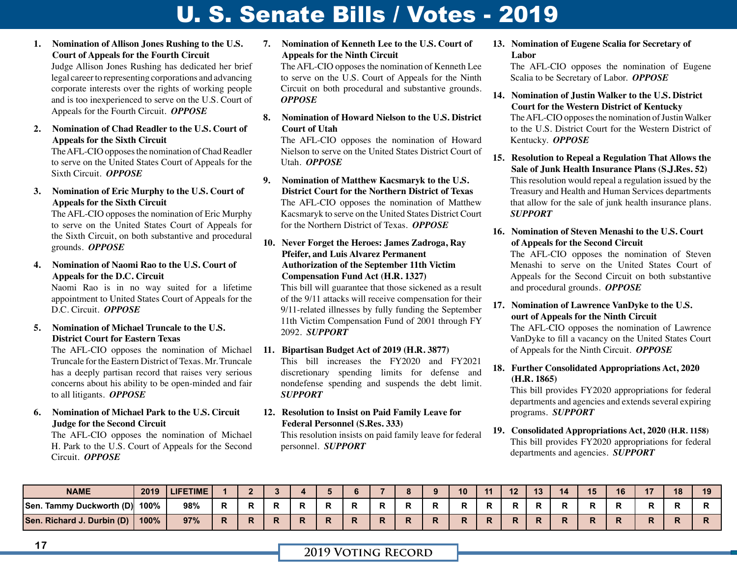# U. S. Senate Bills / Votes - 2019

1. **Nomination of Allison Jones Rushing to the U.S. Court of Appeals for the Fourth Circuit**
   Judge Allison Jones Rushing has dedicated her brief legal career to representing corporations and advancing corporate interests over the rights of working people and is too inexperienced to serve on the U.S. Court of Appeals for the Fourth Circuit. ***OPPOSE***

2. **Nomination of Chad Readler to the U.S. Court of Appeals for the Sixth Circuit**
   The AFL-CIO opposes the nomination of Chad Readler to serve on the United States Court of Appeals for the Sixth Circuit. ***OPPOSE***

3. **Nomination of Eric Murphy to the U.S. Court of Appeals for the Sixth Circuit**
   The AFL-CIO opposes the nomination of Eric Murphy to serve on the United States Court of Appeals for the Sixth Circuit, on both substantive and procedural grounds. ***OPPOSE***

4. **Nomination of Naomi Rao to the U.S. Court of Appeals for the D.C. Circuit**
   Naomi Rao is in no way suited for a lifetime appointment to United States Court of Appeals for the D.C. Circuit. ***OPPOSE***

5. **Nomination of Michael Truncale to the U.S. District Court for Eastern Texas**
   The AFL-CIO opposes the nomination of Michael Truncale for the Eastern District of Texas. Mr. Truncale has a deeply partisan record that raises very serious concerns about his ability to be open-minded and fair to all litigants. ***OPPOSE***

6. **Nomination of Michael Park to the U.S. Circuit Judge for the Second Circuit**
   The AFL-CIO opposes the nomination of Michael H. Park to the U.S. Court of Appeals for the Second Circuit. ***OPPOSE***

7. **Nomination of Kenneth Lee to the U.S. Court of Appeals for the Ninth Circuit**
   The AFL-CIO opposes the nomination of Kenneth Lee to serve on the U.S. Court of Appeals for the Ninth Circuit on both procedural and substantive grounds. ***OPPOSE***

8. **Nomination of Howard Nielson to the U.S. District Court of Utah**
   The AFL-CIO opposes the nomination of Howard Nielson to serve on the United States District Court of Utah. ***OPPOSE***

9. **Nomination of Matthew Kacsmaryk to the U.S. District Court for the Northern District of Texas**
   The AFL-CIO opposes the nomination of Matthew Kacsmaryk to serve on the United States District Court for the Northern District of Texas. ***OPPOSE***

10. **Never Forget the Heroes: James Zadroga, Ray Pfeifer, and Luis Alvarez Permanent Authorization of the September 11th Victim Compensation Fund Act (H.R. 1327)**
    This bill will guarantee that those sickened as a result of the 9/11 attacks will receive compensation for their 9/11-related illnesses by fully funding the September 11th Victim Compensation Fund of 2001 through FY 2092. ***SUPPORT***

11. **Bipartisan Budget Act of 2019 (H.R. 3877)**
    This bill increases the FY2020 and FY2021 discretionary spending limits for defense and nondefense spending and suspends the debt limit. ***SUPPORT***

12. **Resolution to Insist on Paid Family Leave for Federal Personnel (S.Res. 333)**
    This resolution insists on paid family leave for federal personnel. ***SUPPORT***

13. **Nomination of Eugene Scalia for Secretary of Labor**
    The AFL-CIO opposes the nomination of Eugene Scalia to be Secretary of Labor. ***OPPOSE***

14. **Nomination of Justin Walker to the U.S. District Court for the Western District of Kentucky**
    The AFL-CIO opposes the nomination of Justin Walker to the U.S. District Court for the Western District of Kentucky. ***OPPOSE***

15. **Resolution to Repeal a Regulation That Allows the Sale of Junk Health Insurance Plans (S.J.Res. 52)**
    This resolution would repeal a regulation issued by the Treasury and Health and Human Services departments that allow for the sale of junk health insurance plans. ***SUPPORT***

16. **Nomination of Steven Menashi to the U.S. Court of Appeals for the Second Circuit**
    The AFL-CIO opposes the nomination of Steven Menashi to serve on the United States Court of Appeals for the Second Circuit on both substantive and procedural grounds. ***OPPOSE***

17. **Nomination of Lawrence VanDyke to the U.S. ourt of Appeals for the Ninth Circuit**
    The AFL-CIO opposes the nomination of Lawrence VanDyke to fill a vacancy on the United States Court of Appeals for the Ninth Circuit. ***OPPOSE***

18. **Further Consolidated Appropriations Act, 2020 (H.R. 1865)**
    This bill provides FY2020 appropriations for federal departments and agencies and extends several expiring programs. ***SUPPORT***

19. **Consolidated Appropriations Act, 2020 (H.R. 1158)**
    This bill provides FY2020 appropriations for federal departments and agencies. ***SUPPORT***

| NAME | 2019 | LIFETIME | 1 | 2 | 3 | 4 | 5 | 6 | 7 | 8 | 9 | 10 | 11 | 12 | 13 | 14 | 15 | 16 | 17 | 18 | 19 |
|---|---|---|---|---|---|---|---|---|---|---|---|---|---|---|---|---|---|---|---|---|---|
| Sen. Tammy Duckworth (D) | 100% | 98% | R | R | R | R | R | R | R | R | R | R | R | R | R | R | R | R | R | R | R |
| Sen. Richard J. Durbin (D) | 100% | 97% | R | R | R | R | R | R | R | R | R | R | R | R | R | R | R | R | R | R | R |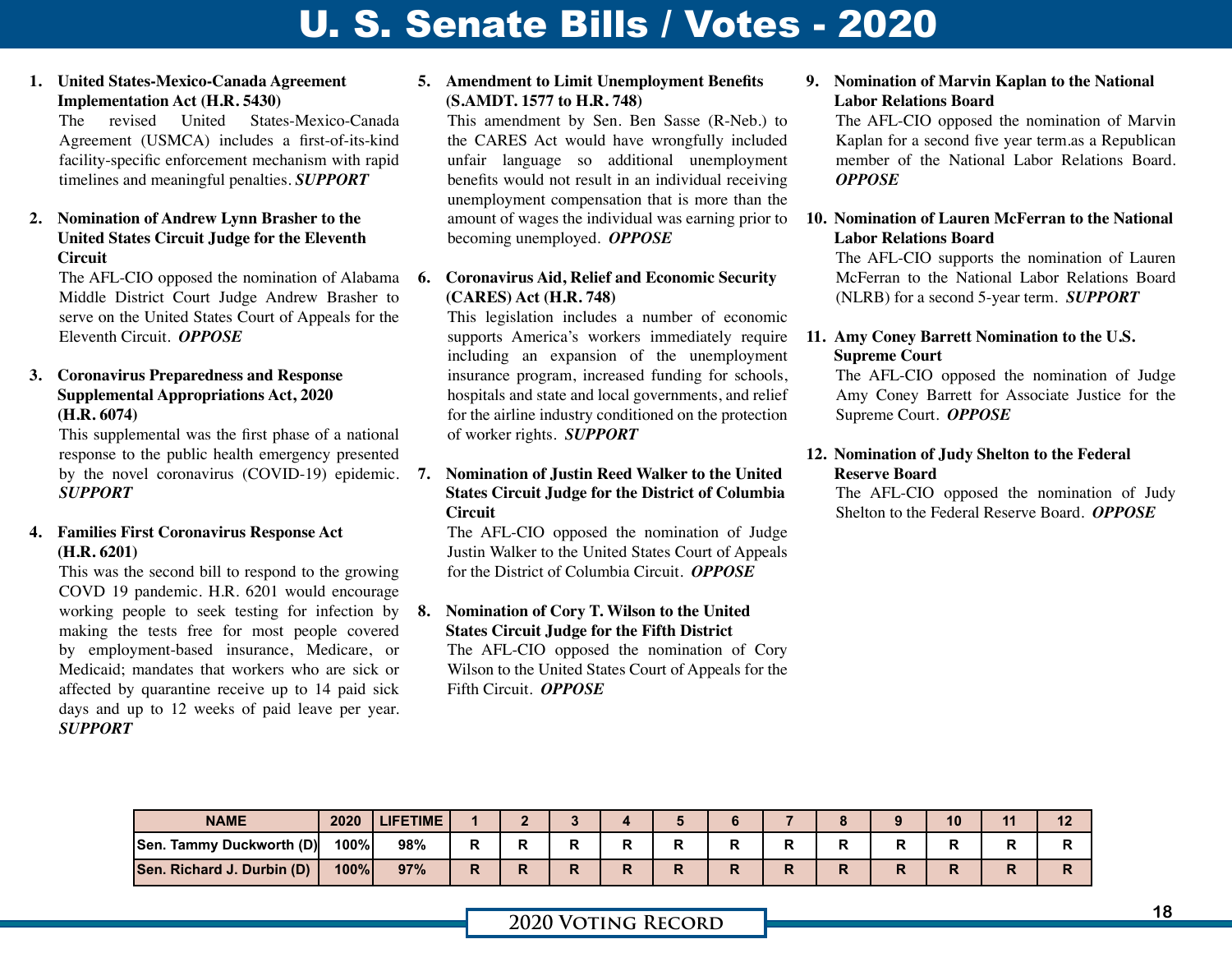# U. S. Senate Bills / Votes - 2020

1. **United States-Mexico-Canada Agreement Implementation Act (H.R. 5430)**
   The revised United States-Mexico-Canada Agreement (USMCA) includes a first-of-its-kind facility-specific enforcement mechanism with rapid timelines and meaningful penalties. ***SUPPORT***

2. **Nomination of Andrew Lynn Brasher to the United States Circuit Judge for the Eleventh Circuit**
   The AFL-CIO opposed the nomination of Alabama Middle District Court Judge Andrew Brasher to serve on the United States Court of Appeals for the Eleventh Circuit. ***OPPOSE***

3. **Coronavirus Preparedness and Response Supplemental Appropriations Act, 2020 (H.R. 6074)**
   This supplemental was the first phase of a national response to the public health emergency presented by the novel coronavirus (COVID-19) epidemic. ***SUPPORT***

4. **Families First Coronavirus Response Act (H.R. 6201)**
   This was the second bill to respond to the growing COVD 19 pandemic. H.R. 6201 would encourage working people to seek testing for infection by making the tests free for most people covered by employment-based insurance, Medicare, or Medicaid; mandates that workers who are sick or affected by quarantine receive up to 14 paid sick days and up to 12 weeks of paid leave per year. ***SUPPORT***

5. **Amendment to Limit Unemployment Benefits (S.AMDT. 1577 to H.R. 748)**
   This amendment by Sen. Ben Sasse (R-Neb.) to the CARES Act would have wrongfully included unfair language so additional unemployment benefits would not result in an individual receiving unemployment compensation that is more than the amount of wages the individual was earning prior to becoming unemployed. ***OPPOSE***

6. **Coronavirus Aid, Relief and Economic Security (CARES) Act (H.R. 748)**
   This legislation includes a number of economic supports America's workers immediately require including an expansion of the unemployment insurance program, increased funding for schools, hospitals and state and local governments, and relief for the airline industry conditioned on the protection of worker rights. ***SUPPORT***

7. **Nomination of Justin Reed Walker to the United States Circuit Judge for the District of Columbia Circuit**
   The AFL-CIO opposed the nomination of Judge Justin Walker to the United States Court of Appeals for the District of Columbia Circuit. ***OPPOSE***

8. **Nomination of Cory T. Wilson to the United States Circuit Judge for the Fifth District**
   The AFL-CIO opposed the nomination of Cory Wilson to the United States Court of Appeals for the Fifth Circuit. ***OPPOSE***

9. **Nomination of Marvin Kaplan to the National Labor Relations Board**
   The AFL-CIO opposed the nomination of Marvin Kaplan for a second five year term.as a Republican member of the National Labor Relations Board. ***OPPOSE***

10. **Nomination of Lauren McFerran to the National Labor Relations Board**
    The AFL-CIO supports the nomination of Lauren McFerran to the National Labor Relations Board (NLRB) for a second 5-year term. ***SUPPORT***

11. **Amy Coney Barrett Nomination to the U.S. Supreme Court**
    The AFL-CIO opposed the nomination of Judge Amy Coney Barrett for Associate Justice for the Supreme Court. ***OPPOSE***

12. **Nomination of Judy Shelton to the Federal Reserve Board**
    The AFL-CIO opposed the nomination of Judy Shelton to the Federal Reserve Board. ***OPPOSE***

| NAME | 2020 | LIFETIME | 1 | 2 | 3 | 4 | 5 | 6 | 7 | 8 | 9 | 10 | 11 | 12 |
|---|---|---|---|---|---|---|---|---|---|---|---|---|---|---|
| Sen. Tammy Duckworth (D) | 100% | 98% | R | R | R | R | R | R | R | R | R | R | R | R |
| Sen. Richard J. Durbin (D) | 100% | 97% | R | R | R | R | R | R | R | R | R | R | R | R |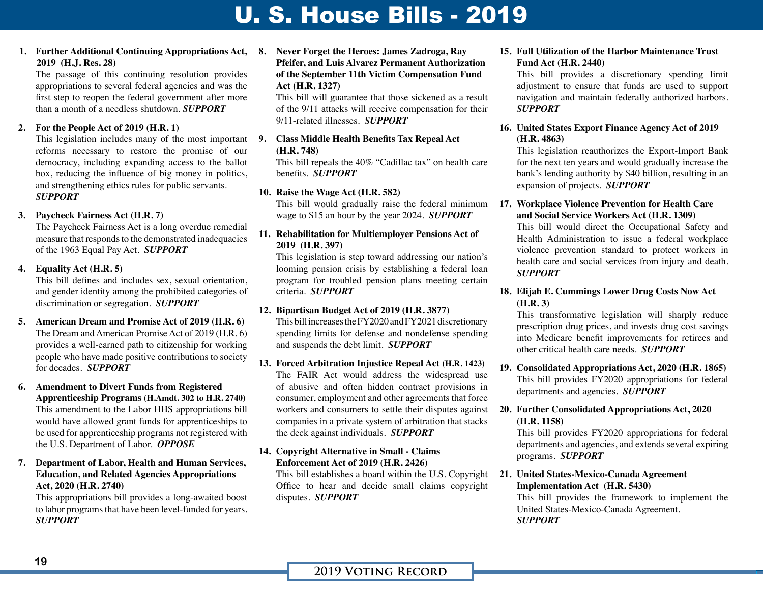# U. S. House Bills - 2019

1. **Further Additional Continuing Appropriations Act, 2019 (H.J. Res. 28)**
   The passage of this continuing resolution provides appropriations to several federal agencies and was the first step to reopen the federal government after more than a month of a needless shutdown. ***SUPPORT***

2. **For the People Act of 2019 (H.R. 1)**
   This legislation includes many of the most important reforms necessary to restore the promise of our democracy, including expanding access to the ballot box, reducing the influence of big money in politics, and strengthening ethics rules for public servants. ***SUPPORT***

3. **Paycheck Fairness Act (H.R. 7)**
   The Paycheck Fairness Act is a long overdue remedial measure that responds to the demonstrated inadequacies of the 1963 Equal Pay Act. ***SUPPORT***

4. **Equality Act (H.R. 5)**
   This bill defines and includes sex, sexual orientation, and gender identity among the prohibited categories of discrimination or segregation. ***SUPPORT***

5. **American Dream and Promise Act of 2019 (H.R. 6)**
   The Dream and American Promise Act of 2019 (H.R. 6) provides a well-earned path to citizenship for working people who have made positive contributions to society for decades. ***SUPPORT***

6. **Amendment to Divert Funds from Registered Apprenticeship Programs (H.Amdt. 302 to H.R. 2740)**
   This amendment to the Labor HHS appropriations bill would have allowed grant funds for apprenticeships to be used for apprenticeship programs not registered with the U.S. Department of Labor. ***OPPOSE***

7. **Department of Labor, Health and Human Services, Education, and Related Agencies Appropriations Act, 2020 (H.R. 2740)**
   This appropriations bill provides a long-awaited boost to labor programs that have been level-funded for years. ***SUPPORT***

8. **Never Forget the Heroes: James Zadroga, Ray Pfeifer, and Luis Alvarez Permanent Authorization of the September 11th Victim Compensation Fund Act (H.R. 1327)**
   This bill will guarantee that those sickened as a result of the 9/11 attacks will receive compensation for their 9/11-related illnesses. ***SUPPORT***

9. **Class Middle Health Benefits Tax Repeal Act (H.R. 748)**
   This bill repeals the 40% "Cadillac tax" on health care benefits. ***SUPPORT***

10. **Raise the Wage Act (H.R. 582)**
    This bill would gradually raise the federal minimum wage to $15 an hour by the year 2024. ***SUPPORT***

11. **Rehabilitation for Multiemployer Pensions Act of 2019 (H.R. 397)**
    This legislation is step toward addressing our nation's looming pension crisis by establishing a federal loan program for troubled pension plans meeting certain criteria. ***SUPPORT***

12. **Bipartisan Budget Act of 2019 (H.R. 3877)**
    This bill increases the FY2020 and FY2021 discretionary spending limits for defense and nondefense spending and suspends the debt limit. ***SUPPORT***

13. **Forced Arbitration Injustice Repeal Act (H.R. 1423)**
    The FAIR Act would address the widespread use of abusive and often hidden contract provisions in consumer, employment and other agreements that force workers and consumers to settle their disputes against companies in a private system of arbitration that stacks the deck against individuals. ***SUPPORT***

14. **Copyright Alternative in Small - Claims Enforcement Act of 2019 (H.R. 2426)**
    This bill establishes a board within the U.S. Copyright Office to hear and decide small claims copyright disputes. ***SUPPORT***

15. **Full Utilization of the Harbor Maintenance Trust Fund Act (H.R. 2440)**
    This bill provides a discretionary spending limit adjustment to ensure that funds are used to support navigation and maintain federally authorized harbors. ***SUPPORT***

16. **United States Export Finance Agency Act of 2019 (H.R. 4863)**
    This legislation reauthorizes the Export-Import Bank for the next ten years and would gradually increase the bank's lending authority by $40 billion, resulting in an expansion of projects. ***SUPPORT***

17. **Workplace Violence Prevention for Health Care and Social Service Workers Act (H.R. 1309)**
    This bill would direct the Occupational Safety and Health Administration to issue a federal workplace violence prevention standard to protect workers in health care and social services from injury and death. ***SUPPORT***

18. **Elijah E. Cummings Lower Drug Costs Now Act (H.R. 3)**
    This transformative legislation will sharply reduce prescription drug prices, and invests drug cost savings into Medicare benefit improvements for retirees and other critical health care needs. ***SUPPORT***

19. **Consolidated Appropriations Act, 2020 (H.R. 1865)**
    This bill provides FY2020 appropriations for federal departments and agencies. ***SUPPORT***

20. **Further Consolidated Appropriations Act, 2020 (H.R. 1158)**
    This bill provides FY2020 appropriations for federal departments and agencies, and extends several expiring programs. ***SUPPORT***

21. **United States-Mexico-Canada Agreement Implementation Act (H.R. 5430)**
    This bill provides the framework to implement the United States-Mexico-Canada Agreement. ***SUPPORT***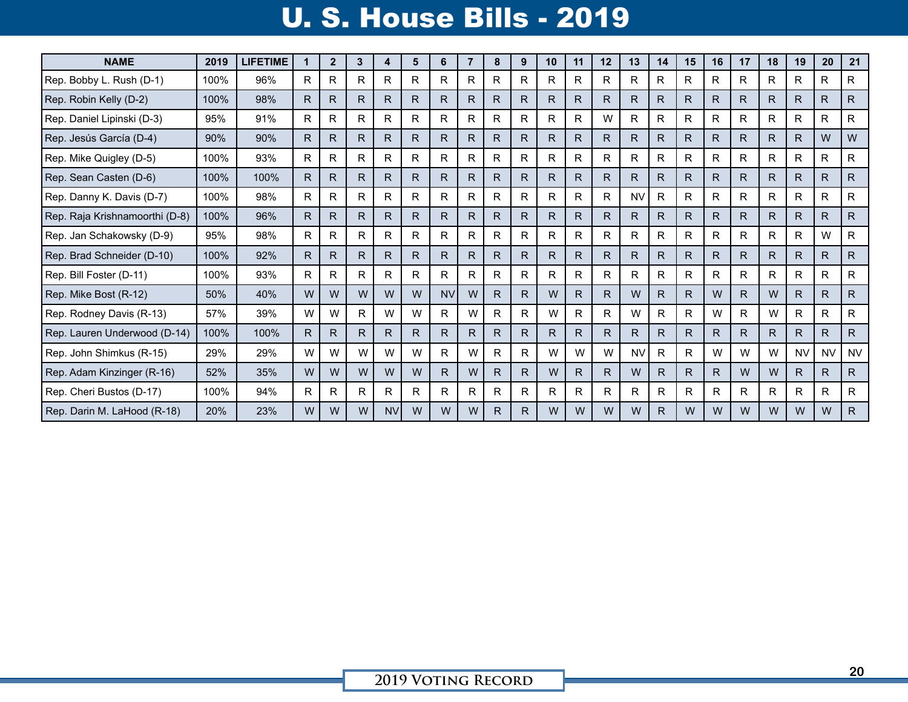# U. S. House Bills - 2019

| NAME | 2019 | LIFETIME | 1 | 2 | 3 | 4 | 5 | 6 | 7 | 8 | 9 | 10 | 11 | 12 | 13 | 14 | 15 | 16 | 17 | 18 | 19 | 20 | 21 |
|---|---|---|---|---|---|---|---|---|---|---|---|---|---|---|---|---|---|---|---|---|---|---|---|
| Rep. Bobby L. Rush (D-1) | 100% | 96% | R | R | R | R | R | R | R | R | R | R | R | R | R | R | R | R | R | R | R | R | R |
| Rep. Robin Kelly (D-2) | 100% | 98% | R | R | R | R | R | R | R | R | R | R | R | R | R | R | R | R | R | R | R | R | R |
| Rep. Daniel Lipinski (D-3) | 95% | 91% | R | R | R | R | R | R | R | R | R | R | R | W | R | R | R | R | R | R | R | R | R |
| Rep. Jesús García (D-4) | 90% | 90% | R | R | R | R | R | R | R | R | R | R | R | R | R | R | R | R | R | R | R | W | W |
| Rep. Mike Quigley (D-5) | 100% | 93% | R | R | R | R | R | R | R | R | R | R | R | R | R | R | R | R | R | R | R | R | R |
| Rep. Sean Casten (D-6) | 100% | 100% | R | R | R | R | R | R | R | R | R | R | R | R | R | R | R | R | R | R | R | R | R |
| Rep. Danny K. Davis (D-7) | 100% | 98% | R | R | R | R | R | R | R | R | R | R | R | R | NV | R | R | R | R | R | R | R | R |
| Rep. Raja Krishnamoorthi (D-8) | 100% | 96% | R | R | R | R | R | R | R | R | R | R | R | R | R | R | R | R | R | R | R | R | R |
| Rep. Jan Schakowsky (D-9) | 95% | 98% | R | R | R | R | R | R | R | R | R | R | R | R | R | R | R | R | R | R | R | W | R |
| Rep. Brad Schneider (D-10) | 100% | 92% | R | R | R | R | R | R | R | R | R | R | R | R | R | R | R | R | R | R | R | R | R |
| Rep. Bill Foster (D-11) | 100% | 93% | R | R | R | R | R | R | R | R | R | R | R | R | R | R | R | R | R | R | R | R | R |
| Rep. Mike Bost (R-12) | 50% | 40% | W | W | W | W | W | NV | W | R | R | W | R | R | W | R | R | W | R | W | R | R | R |
| Rep. Rodney Davis (R-13) | 57% | 39% | W | W | R | W | W | R | W | R | R | W | R | R | W | R | R | W | R | W | R | R | R |
| Rep. Lauren Underwood (D-14) | 100% | 100% | R | R | R | R | R | R | R | R | R | R | R | R | R | R | R | R | R | R | R | R | R |
| Rep. John Shimkus (R-15) | 29% | 29% | W | W | W | W | W | R | W | R | R | W | W | W | NV | R | R | W | W | W | NV | NV | NV |
| Rep. Adam Kinzinger (R-16) | 52% | 35% | W | W | W | W | W | R | W | R | R | W | R | R | W | R | R | R | W | W | R | R | R |
| Rep. Cheri Bustos (D-17) | 100% | 94% | R | R | R | R | R | R | R | R | R | R | R | R | R | R | R | R | R | R | R | R | R |
| Rep. Darin M. LaHood (R-18) | 20% | 23% | W | W | W | NV | W | W | W | R | R | W | W | W | W | R | W | W | W | W | W | W | R |

2019 Voting Record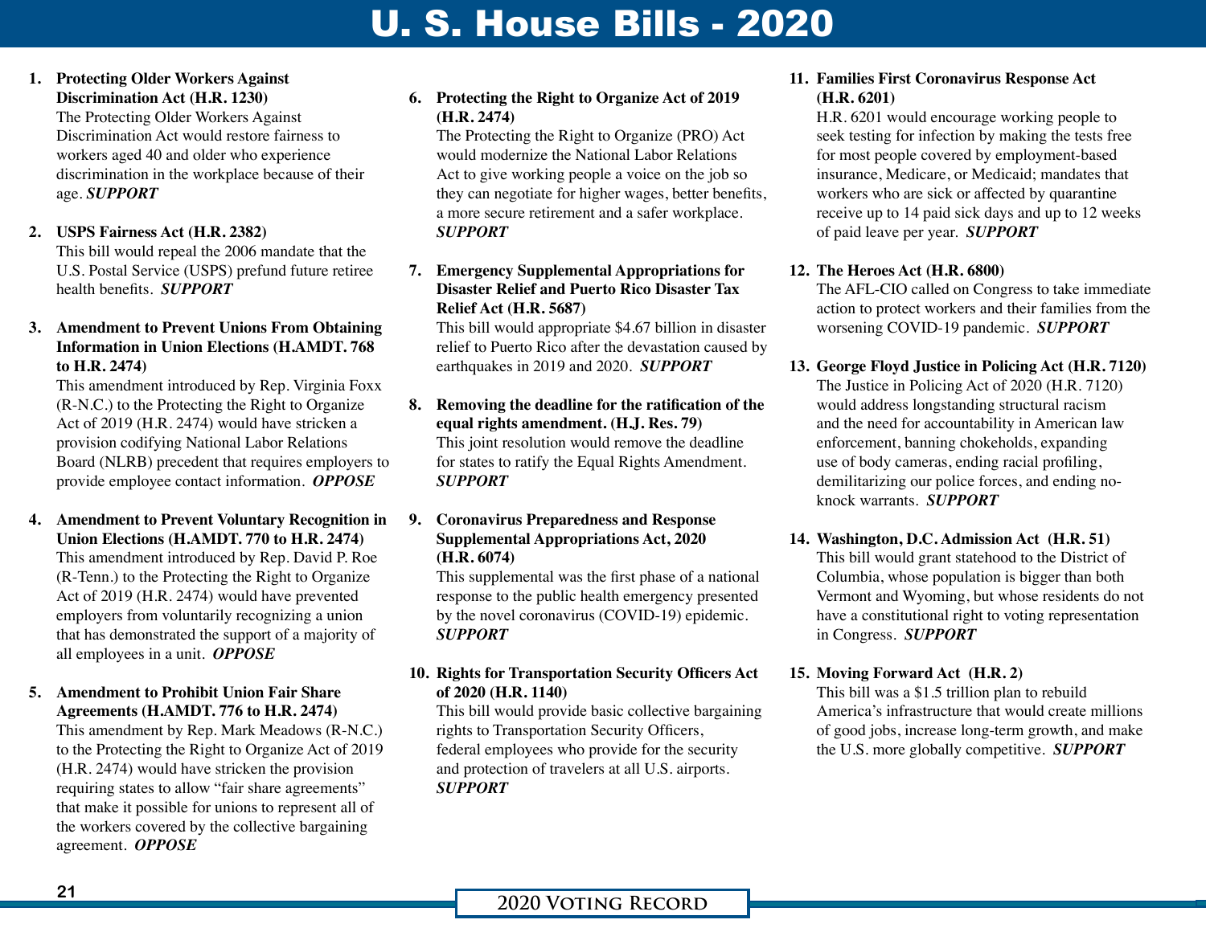# U. S. House Bills - 2020

1. **Protecting Older Workers Against Discrimination Act (H.R. 1230)**
   The Protecting Older Workers Against Discrimination Act would restore fairness to workers aged 40 and older who experience discrimination in the workplace because of their age. ***SUPPORT***

2. **USPS Fairness Act (H.R. 2382)**
   This bill would repeal the 2006 mandate that the U.S. Postal Service (USPS) prefund future retiree health benefits. ***SUPPORT***

3. **Amendment to Prevent Unions From Obtaining Information in Union Elections (H.AMDT. 768 to H.R. 2474)**
   This amendment introduced by Rep. Virginia Foxx (R-N.C.) to the Protecting the Right to Organize Act of 2019 (H.R. 2474) would have stricken a provision codifying National Labor Relations Board (NLRB) precedent that requires employers to provide employee contact information. ***OPPOSE***

4. **Amendment to Prevent Voluntary Recognition in Union Elections (H.AMDT. 770 to H.R. 2474)**
   This amendment introduced by Rep. David P. Roe (R-Tenn.) to the Protecting the Right to Organize Act of 2019 (H.R. 2474) would have prevented employers from voluntarily recognizing a union that has demonstrated the support of a majority of all employees in a unit. ***OPPOSE***

5. **Amendment to Prohibit Union Fair Share Agreements (H.AMDT. 776 to H.R. 2474)**
   This amendment by Rep. Mark Meadows (R-N.C.) to the Protecting the Right to Organize Act of 2019 (H.R. 2474) would have stricken the provision requiring states to allow "fair share agreements" that make it possible for unions to represent all of the workers covered by the collective bargaining agreement. ***OPPOSE***

6. **Protecting the Right to Organize Act of 2019 (H.R. 2474)**
   The Protecting the Right to Organize (PRO) Act would modernize the National Labor Relations Act to give working people a voice on the job so they can negotiate for higher wages, better benefits, a more secure retirement and a safer workplace. ***SUPPORT***

7. **Emergency Supplemental Appropriations for Disaster Relief and Puerto Rico Disaster Tax Relief Act (H.R. 5687)**
   This bill would appropriate $4.67 billion in disaster relief to Puerto Rico after the devastation caused by earthquakes in 2019 and 2020. ***SUPPORT***

8. **Removing the deadline for the ratification of the equal rights amendment. (H.J. Res. 79)**
   This joint resolution would remove the deadline for states to ratify the Equal Rights Amendment. ***SUPPORT***

9. **Coronavirus Preparedness and Response Supplemental Appropriations Act, 2020 (H.R. 6074)**
   This supplemental was the first phase of a national response to the public health emergency presented by the novel coronavirus (COVID-19) epidemic. ***SUPPORT***

10. **Rights for Transportation Security Officers Act of 2020 (H.R. 1140)**
    This bill would provide basic collective bargaining rights to Transportation Security Officers, federal employees who provide for the security and protection of travelers at all U.S. airports. ***SUPPORT***

11. **Families First Coronavirus Response Act (H.R. 6201)**
    H.R. 6201 would encourage working people to seek testing for infection by making the tests free for most people covered by employment-based insurance, Medicare, or Medicaid; mandates that workers who are sick or affected by quarantine receive up to 14 paid sick days and up to 12 weeks of paid leave per year. ***SUPPORT***

12. **The Heroes Act (H.R. 6800)**
    The AFL-CIO called on Congress to take immediate action to protect workers and their families from the worsening COVID-19 pandemic. ***SUPPORT***

13. **George Floyd Justice in Policing Act (H.R. 7120)**
    The Justice in Policing Act of 2020 (H.R. 7120) would address longstanding structural racism and the need for accountability in American law enforcement, banning chokeholds, expanding use of body cameras, ending racial profiling, demilitarizing our police forces, and ending no-knock warrants. ***SUPPORT***

14. **Washington, D.C. Admission Act (H.R. 51)**
    This bill would grant statehood to the District of Columbia, whose population is bigger than both Vermont and Wyoming, but whose residents do not have a constitutional right to voting representation in Congress. ***SUPPORT***

15. **Moving Forward Act (H.R. 2)**
    This bill was a $1.5 trillion plan to rebuild America's infrastructure that would create millions of good jobs, increase long-term growth, and make the U.S. more globally competitive. ***SUPPORT***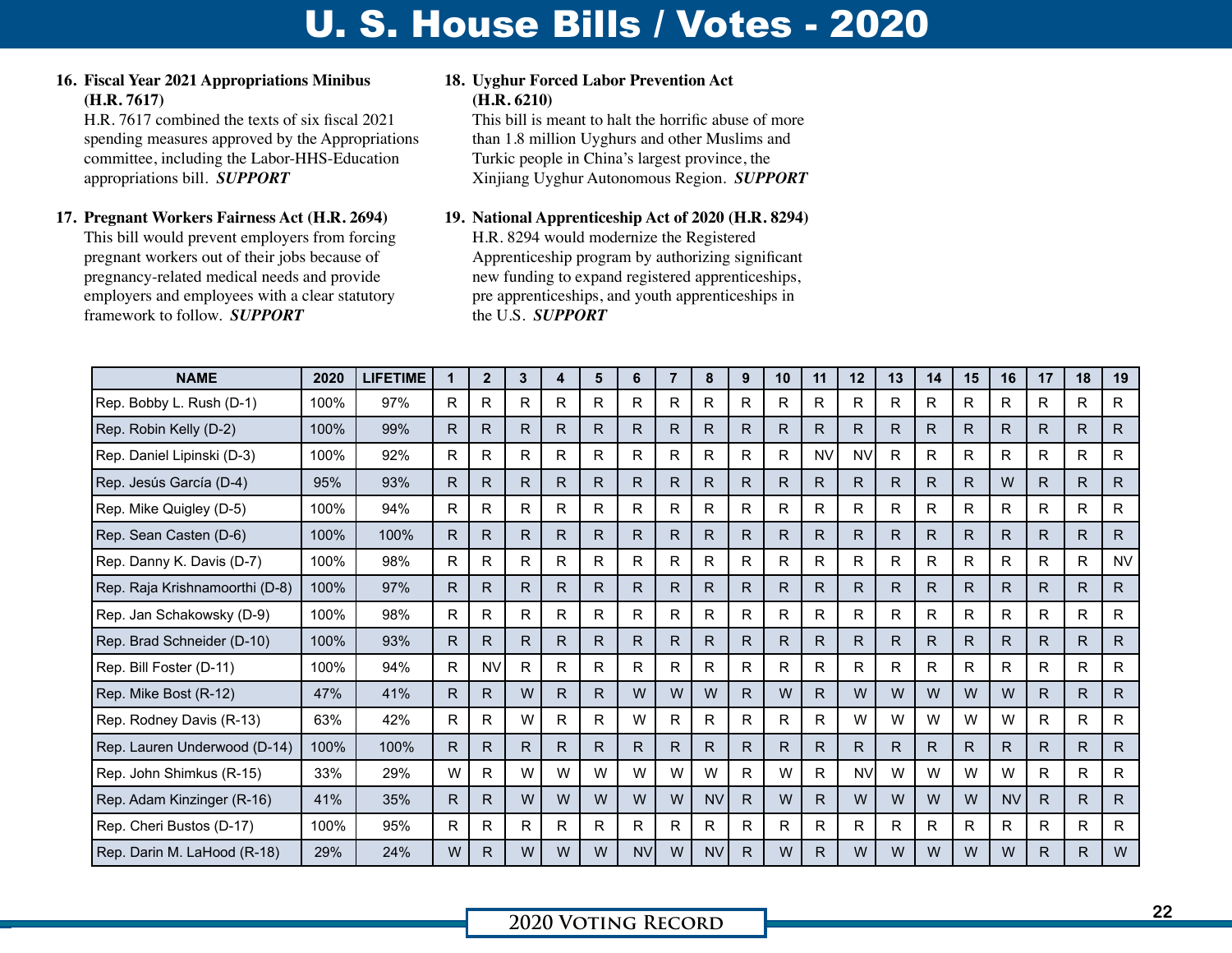# U. S. House Bills / Votes - 2020

**16. Fiscal Year 2021 Appropriations Minibus (H.R. 7617)**
H.R. 7617 combined the texts of six fiscal 2021 spending measures approved by the Appropriations committee, including the Labor-HHS-Education appropriations bill. ***SUPPORT***

**17. Pregnant Workers Fairness Act (H.R. 2694)**
This bill would prevent employers from forcing pregnant workers out of their jobs because of pregnancy-related medical needs and provide employers and employees with a clear statutory framework to follow. ***SUPPORT***

**18. Uyghur Forced Labor Prevention Act (H.R. 6210)**
This bill is meant to halt the horrific abuse of more than 1.8 million Uyghurs and other Muslims and Turkic people in China's largest province, the Xinjiang Uyghur Autonomous Region. ***SUPPORT***

**19. National Apprenticeship Act of 2020 (H.R. 8294)**
H.R. 8294 would modernize the Registered Apprenticeship program by authorizing significant new funding to expand registered apprenticeships, pre apprenticeships, and youth apprenticeships in the U.S. ***SUPPORT***

| NAME | 2020 | LIFETIME | 1 | 2 | 3 | 4 | 5 | 6 | 7 | 8 | 9 | 10 | 11 | 12 | 13 | 14 | 15 | 16 | 17 | 18 | 19 |
|---|---|---|---|---|---|---|---|---|---|---|---|---|---|---|---|---|---|---|---|---|---|
| Rep. Bobby L. Rush (D-1) | 100% | 97% | R | R | R | R | R | R | R | R | R | R | R | R | R | R | R | R | R | R | R |
| Rep. Robin Kelly (D-2) | 100% | 99% | R | R | R | R | R | R | R | R | R | R | R | R | R | R | R | R | R | R | R |
| Rep. Daniel Lipinski (D-3) | 100% | 92% | R | R | R | R | R | R | R | R | R | R | NV | NV | R | R | R | R | R | R | R |
| Rep. Jesús García (D-4) | 95% | 93% | R | R | R | R | R | R | R | R | R | R | R | R | R | R | R | W | R | R | R |
| Rep. Mike Quigley (D-5) | 100% | 94% | R | R | R | R | R | R | R | R | R | R | R | R | R | R | R | R | R | R | R |
| Rep. Sean Casten (D-6) | 100% | 100% | R | R | R | R | R | R | R | R | R | R | R | R | R | R | R | R | R | R | R |
| Rep. Danny K. Davis (D-7) | 100% | 98% | R | R | R | R | R | R | R | R | R | R | R | R | R | R | R | R | R | R | NV |
| Rep. Raja Krishnamoorthi (D-8) | 100% | 97% | R | R | R | R | R | R | R | R | R | R | R | R | R | R | R | R | R | R | R |
| Rep. Jan Schakowsky (D-9) | 100% | 98% | R | R | R | R | R | R | R | R | R | R | R | R | R | R | R | R | R | R | R |
| Rep. Brad Schneider (D-10) | 100% | 93% | R | R | R | R | R | R | R | R | R | R | R | R | R | R | R | R | R | R | R |
| Rep. Bill Foster (D-11) | 100% | 94% | R | NV | R | R | R | R | R | R | R | R | R | R | R | R | R | R | R | R | R |
| Rep. Mike Bost (R-12) | 47% | 41% | R | R | W | R | R | W | W | W | R | W | R | W | W | W | W | W | R | R | R |
| Rep. Rodney Davis (R-13) | 63% | 42% | R | R | W | R | R | W | R | R | R | R | R | W | W | W | W | W | R | R | R |
| Rep. Lauren Underwood (D-14) | 100% | 100% | R | R | R | R | R | R | R | R | R | R | R | R | R | R | R | R | R | R | R |
| Rep. John Shimkus (R-15) | 33% | 29% | W | R | W | W | W | W | W | W | R | W | R | NV | W | W | W | W | R | R | R |
| Rep. Adam Kinzinger (R-16) | 41% | 35% | R | R | W | W | W | W | W | NV | R | W | R | W | W | W | W | NV | R | R | R |
| Rep. Cheri Bustos (D-17) | 100% | 95% | R | R | R | R | R | R | R | R | R | R | R | R | R | R | R | R | R | R | R |
| Rep. Darin M. LaHood (R-18) | 29% | 24% | W | R | W | W | W | NV | W | NV | R | W | R | W | W | W | W | W | R | R | W |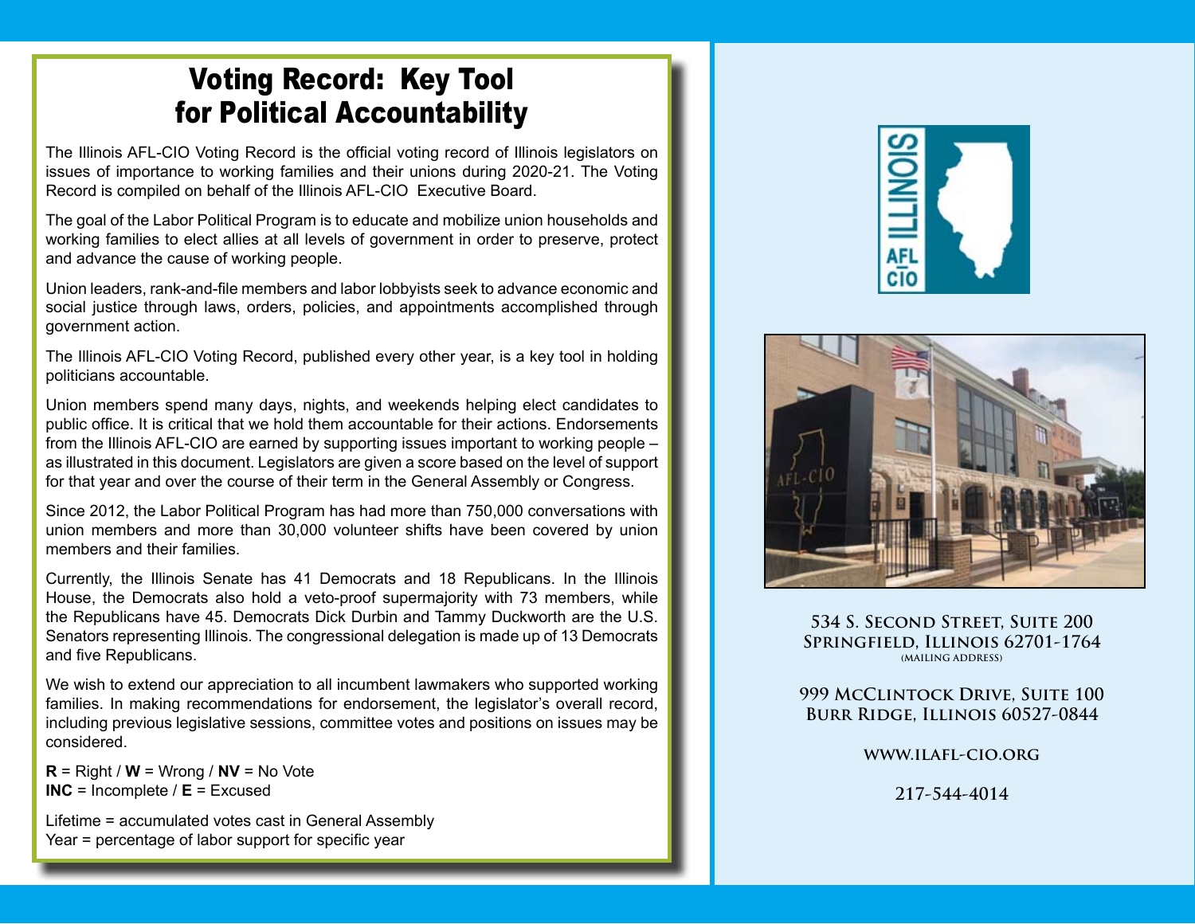# Voting Record: Key Tool for Political Accountability

The Illinois AFL-CIO Voting Record is the official voting record of Illinois legislators on issues of importance to working families and their unions during 2020-21. The Voting Record is compiled on behalf of the Illinois AFL-CIO Executive Board.

The goal of the Labor Political Program is to educate and mobilize union households and working families to elect allies at all levels of government in order to preserve, protect and advance the cause of working people.

Union leaders, rank-and-file members and labor lobbyists seek to advance economic and social justice through laws, orders, policies, and appointments accomplished through government action.

The Illinois AFL-CIO Voting Record, published every other year, is a key tool in holding politicians accountable.

Union members spend many days, nights, and weekends helping elect candidates to public office. It is critical that we hold them accountable for their actions. Endorsements from the Illinois AFL-CIO are earned by supporting issues important to working people – as illustrated in this document. Legislators are given a score based on the level of support for that year and over the course of their term in the General Assembly or Congress.

Since 2012, the Labor Political Program has had more than 750,000 conversations with union members and more than 30,000 volunteer shifts have been covered by union members and their families.

Currently, the Illinois Senate has 41 Democrats and 18 Republicans. In the Illinois House, the Democrats also hold a veto-proof supermajority with 73 members, while the Republicans have 45. Democrats Dick Durbin and Tammy Duckworth are the U.S. Senators representing Illinois. The congressional delegation is made up of 13 Democrats and five Republicans.

We wish to extend our appreciation to all incumbent lawmakers who supported working families. In making recommendations for endorsement, the legislator's overall record, including previous legislative sessions, committee votes and positions on issues may be considered.

**R** = Right / **W** = Wrong / **NV** = No Vote
**INC** = Incomplete / **E** = Excused

Lifetime = accumulated votes cast in General Assembly
Year = percentage of labor support for specific year

ILLINOIS AFL CIO

534 S. Second Street, Suite 200
Springfield, Illinois 62701-1764
(MAILING ADDRESS)

999 McClintock Drive, Suite 100
Burr Ridge, Illinois 60527-0844

www.ilafl-cio.org

217-544-4014